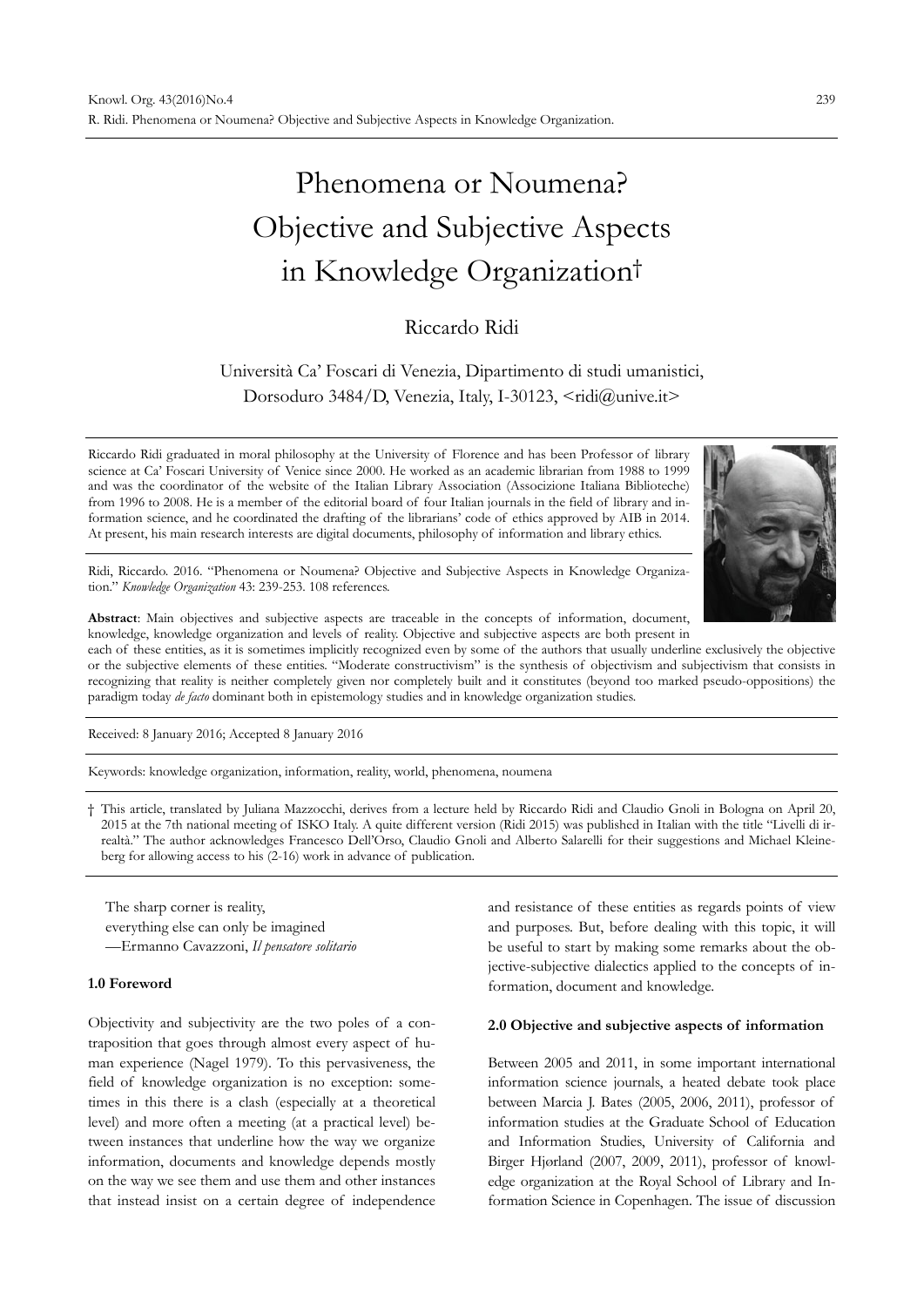# Phenomena or Noumena? Objective and Subjective Aspects in Knowledge Organization†

Riccardo Ridi

Università Ca' Foscari di Venezia, Dipartimento di studi umanistici, Dorsoduro 3484/D, Venezia, Italy, I-30123, <ridi@unive.it>

Riccardo Ridi graduated in moral philosophy at the University of Florence and has been Professor of library science at Ca' Foscari University of Venice since 2000. He worked as an academic librarian from 1988 to 1999 and was the coordinator of the website of the Italian Library Association (Associazione Italiana Biblioteche) from 1996 to 2008. He is a member of the editorial board of four Italian journals in the field of library and information science, and he coordinated the drafting of the librarians' code of ethics approved by AIB in 2014. At present, his main research interests are digital documents, philosophy of information and library ethics.

Ridi, Riccardo. 2016. "Phenomena or Noumena? Objective and Subjective Aspects in Knowledge Organization." *Knowledge Organization* 43: 239-253. 108 references.

**Abstract**: Main objectives and subjective aspects are traceable in the concepts of information, document, knowledge, knowledge organization and levels of reality. Objective and subjective aspects are both present in each of these entities, as it is sometimes implicitly recognized even by some of the authors that usually underline exclusively the objective or the subjective elements of these entities. "Moderate constructivism" is the synthesis of objectivism and subjectivism that consists in recognizing that reality is neither completely given nor completely built and it constitutes (beyond too marked pseudo-oppositions) the paradigm today *de facto* dominant both in epistemology studies and in knowledge organization studies.

Received: 8 January 2016; Accepted 8 January 2016

Keywords: knowledge organization, information, reality, world, phenomena, noumena

† This article, translated by Juliana Mazzocchi, derives from a lecture held by Riccardo Ridi and Claudio Gnoli in Bologna on April 20, 2015 at the 7th national meeting of ISKO Italy. A quite different version (Ridi 2015) was published in Italian with the title "Livelli di irrealtà." The author acknowledges Francesco Dell'Orso, Claudio Gnoli and Alberto Salarelli for their suggestions and Michael Kleineberg for allowing access to his (2-16) work in advance of publication.

> The sharp corner is reality,
> everything else can only be imagined
> —Ermanno Cavazzoni, *Il pensatore solitario*

### 1.0 Foreword

Objectivity and subjectivity are the two poles of a contraposition that goes through almost every aspect of human experience (Nagel 1979). To this pervasiveness, the field of knowledge organization is no exception: sometimes in this there is a clash (especially at a theoretical level) and more often a meeting (at a practical level) between instances that underline how the way we organize information, documents and knowledge depends mostly on the way we see them and use them and other instances that instead insist on a certain degree of independence and resistance of these entities as regards points of view and purposes. But, before dealing with this topic, it will be useful to start by making some remarks about the objective-subjective dialectics applied to the concepts of information, document and knowledge.

### 2.0 Objective and subjective aspects of information

Between 2005 and 2011, in some important international information science journals, a heated debate took place between Marcia J. Bates (2005, 2006, 2011), professor of information studies at the Graduate School of Education and Information Studies, University of California and Birger Hjørland (2007, 2009, 2011), professor of knowledge organization at the Royal School of Library and Information Science in Copenhagen. The issue of discussion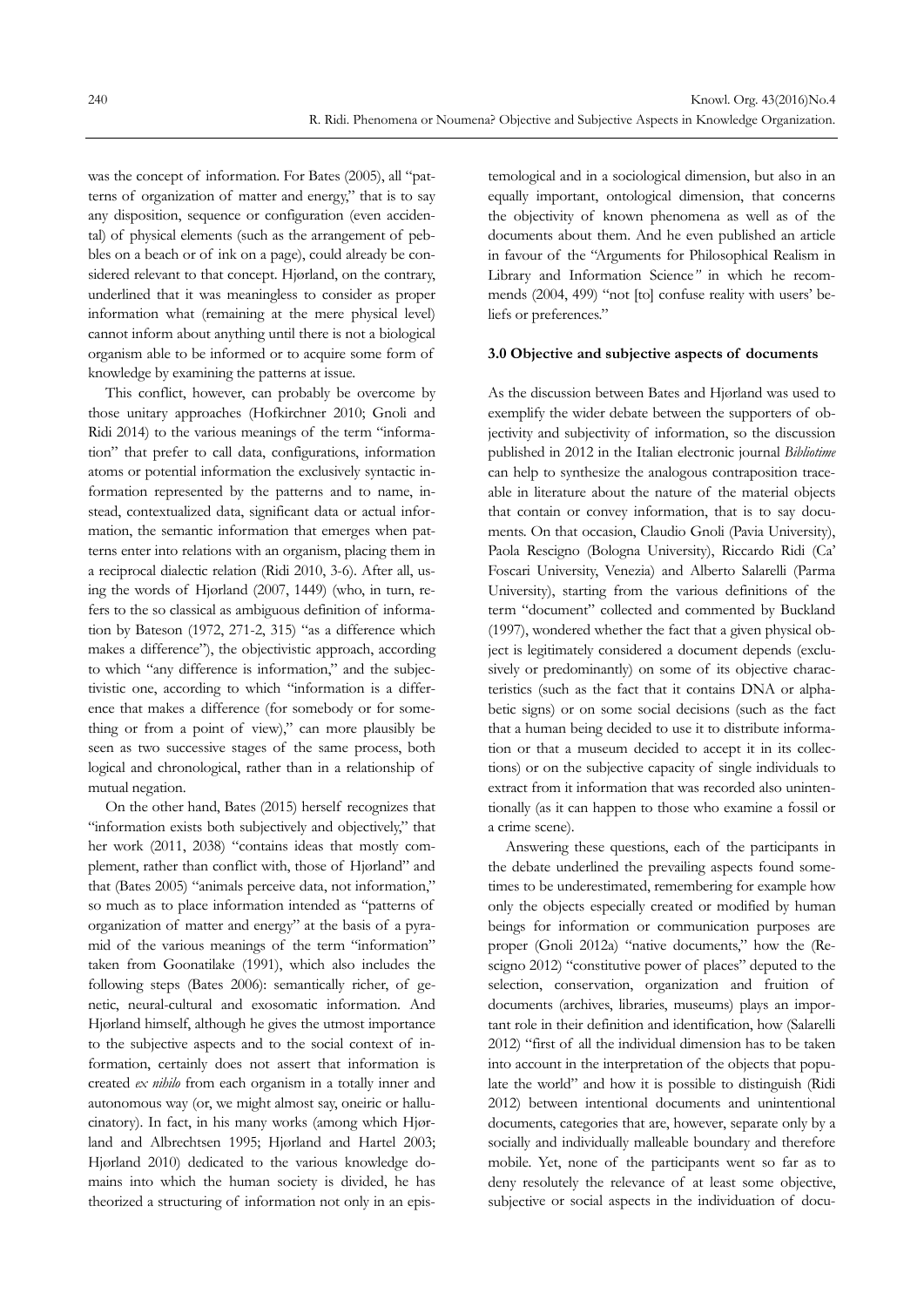was the concept of information. For Bates (2005), all "patterns of organization of matter and energy," that is to say any disposition, sequence or configuration (even accidental) of physical elements (such as the arrangement of pebbles on a beach or of ink on a page), could already be considered relevant to that concept. Hjørland, on the contrary, underlined that it was meaningless to consider as proper information what (remaining at the mere physical level) cannot inform about anything until there is not a biological organism able to be informed or to acquire some form of knowledge by examining the patterns at issue.

This conflict, however, can probably be overcome by those unitary approaches (Hofkirchner 2010; Gnoli and Ridi 2014) to the various meanings of the term "information" that prefer to call data, configurations, information atoms or potential information the exclusively syntactic information represented by the patterns and to name, instead, contextualized data, significant data or actual information, the semantic information that emerges when patterns enter into relations with an organism, placing them in a reciprocal dialectic relation (Ridi 2010, 3-6). After all, using the words of Hjørland (2007, 1449) (who, in turn, refers to the so classical as ambiguous definition of information by Bateson (1972, 271-2, 315) "as a difference which makes a difference"), the objectivistic approach, according to which "any difference is information," and the subjectivistic one, according to which "information is a difference that makes a difference (for somebody or for something or from a point of view)," can more plausibly be seen as two successive stages of the same process, both logical and chronological, rather than in a relationship of mutual negation.

On the other hand, Bates (2015) herself recognizes that "information exists both subjectively and objectively," that her work (2011, 2038) "contains ideas that mostly complement, rather than conflict with, those of Hjørland" and that (Bates 2005) "animals perceive data, not information," so much as to place information intended as "patterns of organization of matter and energy" at the basis of a pyramid of the various meanings of the term "information" taken from Goonatilake (1991), which also includes the following steps (Bates 2006): semantically richer, of genetic, neural-cultural and exosomatic information. And Hjørland himself, although he gives the utmost importance to the subjective aspects and to the social context of information, certainly does not assert that information is created *ex nihilo* from each organism in a totally inner and autonomous way (or, we might almost say, oneiric or hallucinatory). In fact, in his many works (among which Hjørland and Albrechtsen 1995; Hjørland and Hartel 2003; Hjørland 2010) dedicated to the various knowledge domains into which the human society is divided, he has theorized a structuring of information not only in an epistemological and in a sociological dimension, but also in an equally important, ontological dimension, that concerns the objectivity of known phenomena as well as of the documents about them. And he even published an article in favour of the "Arguments for Philosophical Realism in Library and Information Science*"* in which he recommends (2004, 499) "not [to] confuse reality with users' beliefs or preferences."

### 3.0 Objective and subjective aspects of documents

As the discussion between Bates and Hjørland was used to exemplify the wider debate between the supporters of objectivity and subjectivity of information, so the discussion published in 2012 in the Italian electronic journal *Bibliotime* can help to synthesize the analogous contraposition traceable in literature about the nature of the material objects that contain or convey information, that is to say documents. On that occasion, Claudio Gnoli (Pavia University), Paola Rescigno (Bologna University), Riccardo Ridi (Ca' Foscari University, Venezia) and Alberto Salarelli (Parma University), starting from the various definitions of the term "document" collected and commented by Buckland (1997), wondered whether the fact that a given physical object is legitimately considered a document depends (exclusively or predominantly) on some of its objective characteristics (such as the fact that it contains DNA or alphabetic signs) or on some social decisions (such as the fact that a human being decided to use it to distribute information or that a museum decided to accept it in its collections) or on the subjective capacity of single individuals to extract from it information that was recorded also unintentionally (as it can happen to those who examine a fossil or a crime scene).

Answering these questions, each of the participants in the debate underlined the prevailing aspects found sometimes to be underestimated, remembering for example how only the objects especially created or modified by human beings for information or communication purposes are proper (Gnoli 2012a) "native documents," how the (Rescigno 2012) "constitutive power of places" deputed to the selection, conservation, organization and fruition of documents (archives, libraries, museums) plays an important role in their definition and identification, how (Salarelli 2012) "first of all the individual dimension has to be taken into account in the interpretation of the objects that populate the world" and how it is possible to distinguish (Ridi 2012) between intentional documents and unintentional documents, categories that are, however, separate only by a socially and individually malleable boundary and therefore mobile. Yet, none of the participants went so far as to deny resolutely the relevance of at least some objective, subjective or social aspects in the individuation of docu-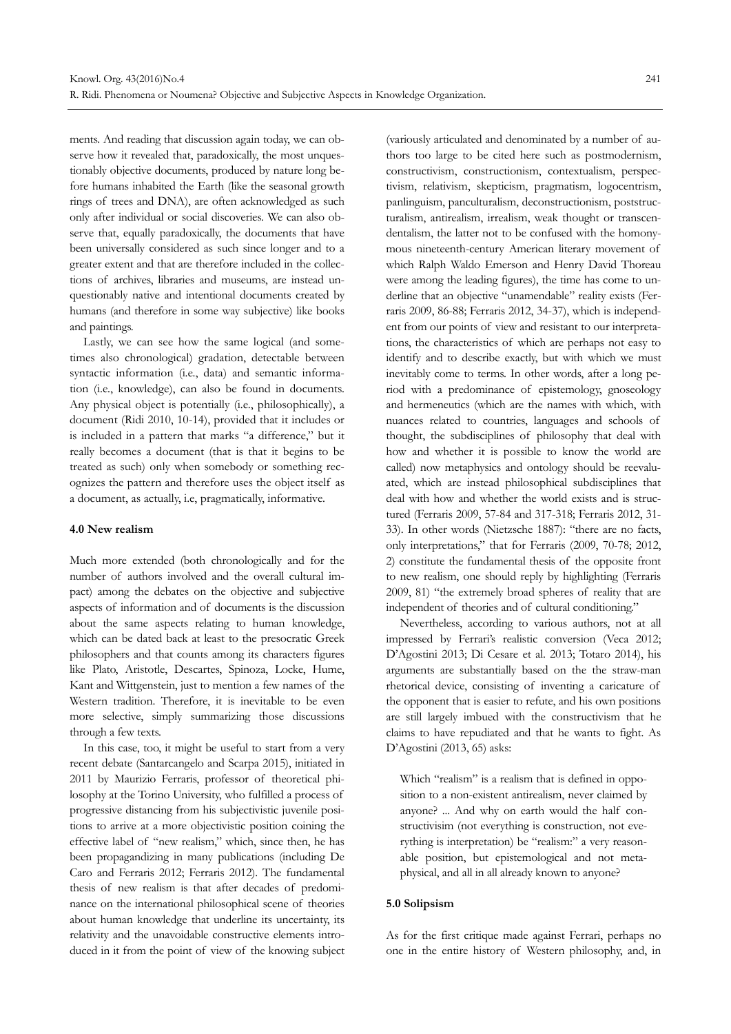ments. And reading that discussion again today, we can observe how it revealed that, paradoxically, the most unquestionably objective documents, produced by nature long before humans inhabited the Earth (like the seasonal growth rings of trees and DNA), are often acknowledged as such only after individual or social discoveries. We can also observe that, equally paradoxically, the documents that have been universally considered as such since longer and to a greater extent and that are therefore included in the collections of archives, libraries and museums, are instead unquestionably native and intentional documents created by humans (and therefore in some way subjective) like books and paintings.

Lastly, we can see how the same logical (and sometimes also chronological) gradation, detectable between syntactic information (i.e., data) and semantic information (i.e., knowledge), can also be found in documents. Any physical object is potentially (i.e., philosophically), a document (Ridi 2010, 10-14), provided that it includes or is included in a pattern that marks "a difference," but it really becomes a document (that is that it begins to be treated as such) only when somebody or something recognizes the pattern and therefore uses the object itself as a document, as actually, i.e, pragmatically, informative.

## 4.0 New realism

Much more extended (both chronologically and for the number of authors involved and the overall cultural impact) among the debates on the objective and subjective aspects of information and of documents is the discussion about the same aspects relating to human knowledge, which can be dated back at least to the presocratic Greek philosophers and that counts among its characters figures like Plato, Aristotle, Descartes, Spinoza, Locke, Hume, Kant and Wittgenstein, just to mention a few names of the Western tradition. Therefore, it is inevitable to be even more selective, simply summarizing those discussions through a few texts.

In this case, too, it might be useful to start from a very recent debate (Santarcangelo and Scarpa 2015), initiated in 2011 by Maurizio Ferraris, professor of theoretical philosophy at the Torino University, who fulfilled a process of progressive distancing from his subjectivistic juvenile positions to arrive at a more objectivistic position coining the effective label of "new realism," which, since then, he has been propagandizing in many publications (including De Caro and Ferraris 2012; Ferraris 2012). The fundamental thesis of new realism is that after decades of predominance on the international philosophical scene of theories about human knowledge that underline its uncertainty, its relativity and the unavoidable constructive elements introduced in it from the point of view of the knowing subject (variously articulated and denominated by a number of authors too large to be cited here such as postmodernism, constructivism, constructionism, contextualism, perspectivism, relativism, skepticism, pragmatism, logocentrism, panlinguism, panculturalism, deconstructionism, poststructuralism, antirealism, irrealism, weak thought or transcendentalism, the latter not to be confused with the homonymous nineteenth-century American literary movement of which Ralph Waldo Emerson and Henry David Thoreau were among the leading figures), the time has come to underline that an objective "unamendable" reality exists (Ferraris 2009, 86-88; Ferraris 2012, 34-37), which is independent from our points of view and resistant to our interpretations, the characteristics of which are perhaps not easy to identify and to describe exactly, but with which we must inevitably come to terms. In other words, after a long period with a predominance of epistemology, gnoseology and hermeneutics (which are the names with which, with nuances related to countries, languages and schools of thought, the subdisciplines of philosophy that deal with how and whether it is possible to know the world are called) now metaphysics and ontology should be reevaluated, which are instead philosophical subdisciplines that deal with how and whether the world exists and is structured (Ferraris 2009, 57-84 and 317-318; Ferraris 2012, 31-33). In other words (Nietzsche 1887): "there are no facts, only interpretations," that for Ferraris (2009, 70-78; 2012, 2) constitute the fundamental thesis of the opposite front to new realism, one should reply by highlighting (Ferraris 2009, 81) "the extremely broad spheres of reality that are independent of theories and of cultural conditioning."

Nevertheless, according to various authors, not at all impressed by Ferrari's realistic conversion (Veca 2012; D'Agostini 2013; Di Cesare et al. 2013; Totaro 2014), his arguments are substantially based on the the straw-man rhetorical device, consisting of inventing a caricature of the opponent that is easier to refute, and his own positions are still largely imbued with the constructivism that he claims to have repudiated and that he wants to fight. As D'Agostini (2013, 65) asks:

> Which "realism" is a realism that is defined in opposition to a non-existent antirealism, never claimed by anyone? ... And why on earth would the half constructivisim (not everything is construction, not everything is interpretation) be "realism:" a very reasonable position, but epistemological and not metaphysical, and all in all already known to anyone?

## 5.0 Solipsism

As for the first critique made against Ferrari, perhaps no one in the entire history of Western philosophy, and, in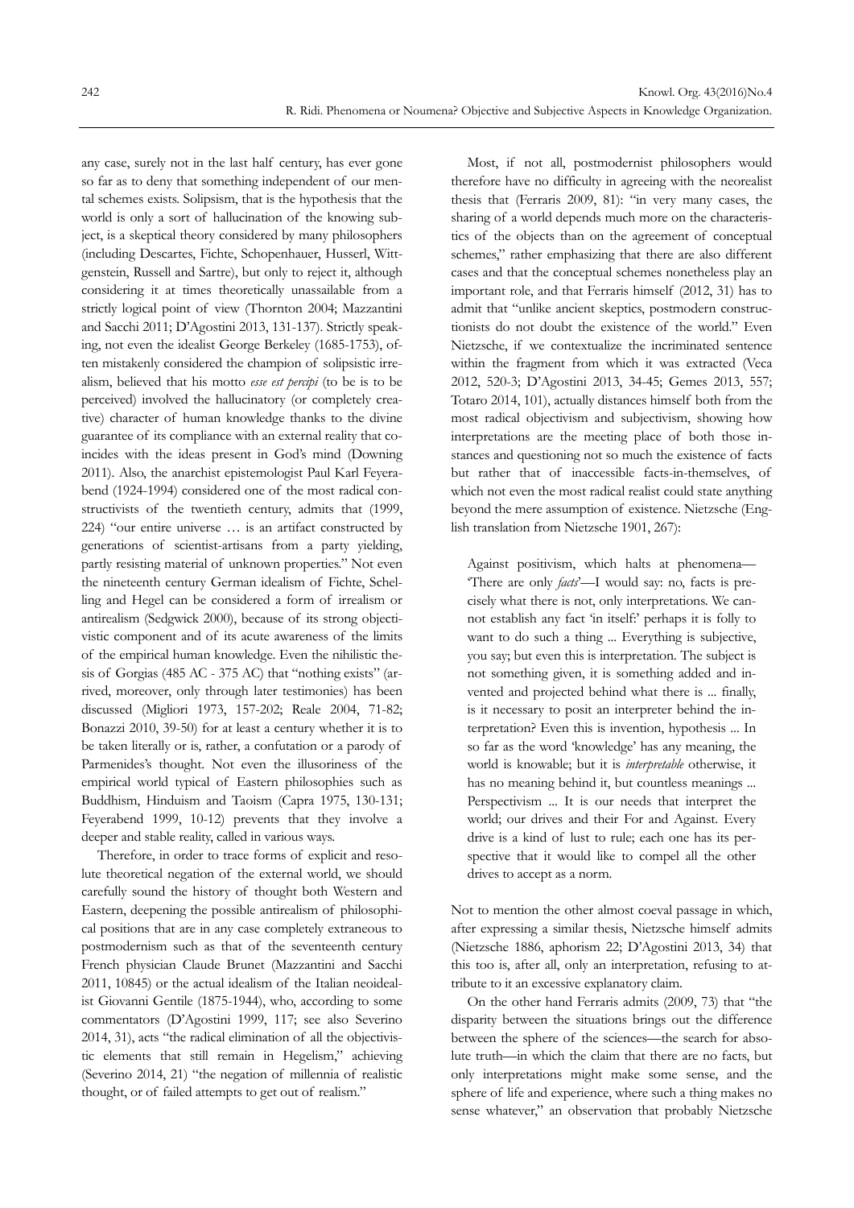any case, surely not in the last half century, has ever gone so far as to deny that something independent of our mental schemes exists. Solipsism, that is the hypothesis that the world is only a sort of hallucination of the knowing subject, is a skeptical theory considered by many philosophers (including Descartes, Fichte, Schopenhauer, Husserl, Wittgenstein, Russell and Sartre), but only to reject it, although considering it at times theoretically unassailable from a strictly logical point of view (Thornton 2004; Mazzantini and Sacchi 2011; D'Agostini 2013, 131-137). Strictly speaking, not even the idealist George Berkeley (1685-1753), often mistakenly considered the champion of solipsistic irrealism, believed that his motto *esse est percipi* (to be is to be perceived) involved the hallucinatory (or completely creative) character of human knowledge thanks to the divine guarantee of its compliance with an external reality that coincides with the ideas present in God's mind (Downing 2011). Also, the anarchist epistemologist Paul Karl Feyerabend (1924-1994) considered one of the most radical constructivists of the twentieth century, admits that (1999, 224) "our entire universe … is an artifact constructed by generations of scientist-artisans from a party yielding, partly resisting material of unknown properties." Not even the nineteenth century German idealism of Fichte, Schelling and Hegel can be considered a form of irrealism or antirealism (Sedgwick 2000), because of its strong objectivistic component and of its acute awareness of the limits of the empirical human knowledge. Even the nihilistic thesis of Gorgias (485 AC - 375 AC) that "nothing exists" (arrived, moreover, only through later testimonies) has been discussed (Migliori 1973, 157-202; Reale 2004, 71-82; Bonazzi 2010, 39-50) for at least a century whether it is to be taken literally or is, rather, a confutation or a parody of Parmenides's thought. Not even the illusoriness of the empirical world typical of Eastern philosophies such as Buddhism, Hinduism and Taoism (Capra 1975, 130-131; Feyerabend 1999, 10-12) prevents that they involve a deeper and stable reality, called in various ways.

Therefore, in order to trace forms of explicit and resolute theoretical negation of the external world, we should carefully sound the history of thought both Western and Eastern, deepening the possible antirealism of philosophical positions that are in any case completely extraneous to postmodernism such as that of the seventeenth century French physician Claude Brunet (Mazzantini and Sacchi 2011, 10845) or the actual idealism of the Italian neoidealist Giovanni Gentile (1875-1944), who, according to some commentators (D'Agostini 1999, 117; see also Severino 2014, 31), acts "the radical elimination of all the objectivistic elements that still remain in Hegelism," achieving (Severino 2014, 21) "the negation of millennia of realistic thought, or of failed attempts to get out of realism."

Most, if not all, postmodernist philosophers would therefore have no difficulty in agreeing with the neorealist thesis that (Ferraris 2009, 81): "in very many cases, the sharing of a world depends much more on the characteristics of the objects than on the agreement of conceptual schemes," rather emphasizing that there are also different cases and that the conceptual schemes nonetheless play an important role, and that Ferraris himself (2012, 31) has to admit that "unlike ancient skeptics, postmodern constructionists do not doubt the existence of the world." Even Nietzsche, if we contextualize the incriminated sentence within the fragment from which it was extracted (Veca 2012, 520-3; D'Agostini 2013, 34-45; Gemes 2013, 557; Totaro 2014, 101), actually distances himself both from the most radical objectivism and subjectivism, showing how interpretations are the meeting place of both those instances and questioning not so much the existence of facts but rather that of inaccessible facts-in-themselves, of which not even the most radical realist could state anything beyond the mere assumption of existence. Nietzsche (English translation from Nietzsche 1901, 267):

> Against positivism, which halts at phenomena—'There are only *facts*'—I would say: no, facts is precisely what there is not, only interpretations. We cannot establish any fact 'in itself:' perhaps it is folly to want to do such a thing ... Everything is subjective, you say; but even this is interpretation. The subject is not something given, it is something added and invented and projected behind what there is ... finally, is it necessary to posit an interpreter behind the interpretation? Even this is invention, hypothesis ... In so far as the word 'knowledge' has any meaning, the world is knowable; but it is *interpretable* otherwise, it has no meaning behind it, but countless meanings ... Perspectivism ... It is our needs that interpret the world; our drives and their For and Against. Every drive is a kind of lust to rule; each one has its perspective that it would like to compel all the other drives to accept as a norm.

Not to mention the other almost coeval passage in which, after expressing a similar thesis, Nietzsche himself admits (Nietzsche 1886, aphorism 22; D'Agostini 2013, 34) that this too is, after all, only an interpretation, refusing to attribute to it an excessive explanatory claim.

On the other hand Ferraris admits (2009, 73) that "the disparity between the situations brings out the difference between the sphere of the sciences—the search for absolute truth—in which the claim that there are no facts, but only interpretations might make some sense, and the sphere of life and experience, where such a thing makes no sense whatever," an observation that probably Nietzsche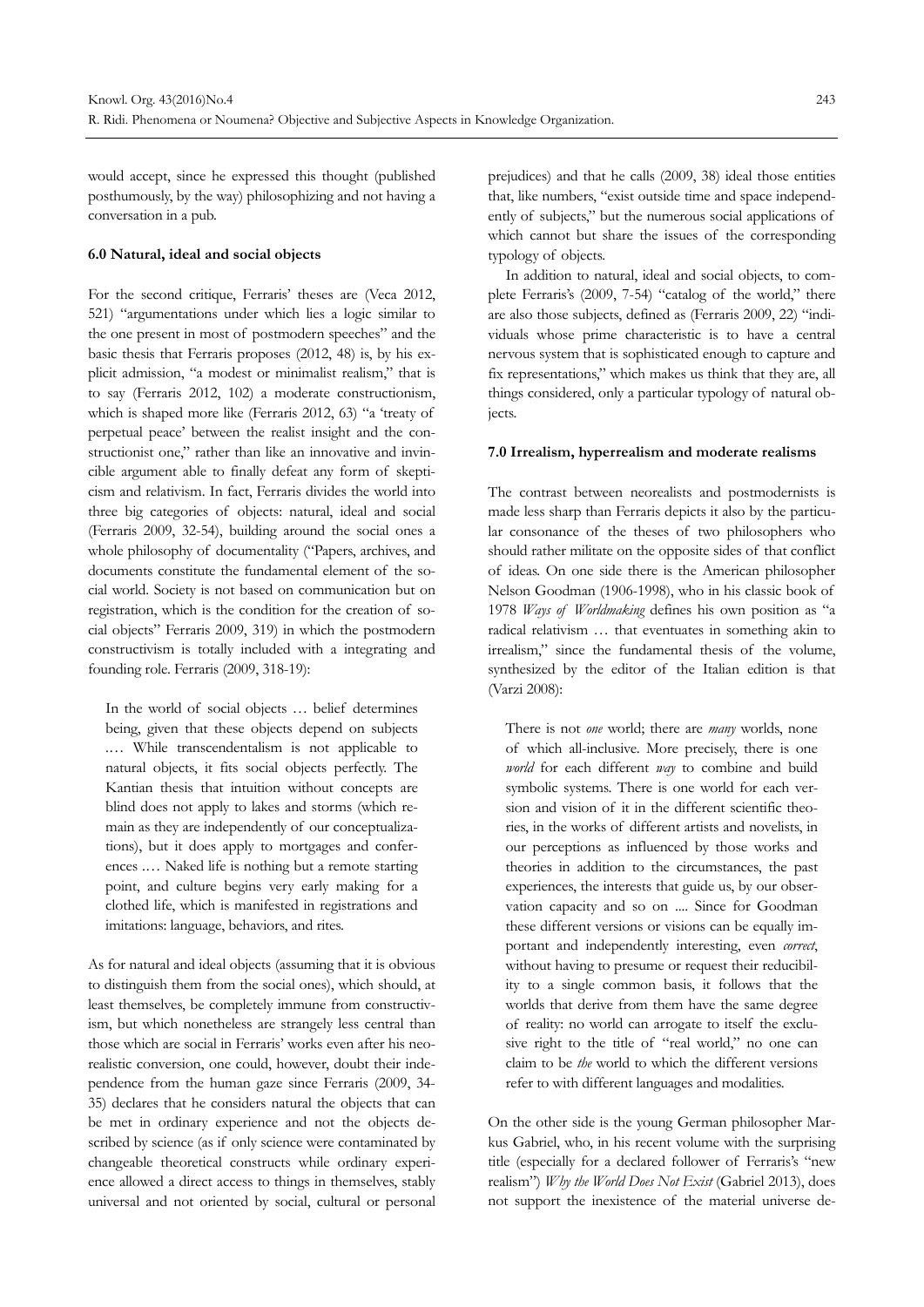would accept, since he expressed this thought (published posthumously, by the way) philosophizing and not having a conversation in a pub.

## 6.0 Natural, ideal and social objects

For the second critique, Ferraris' theses are (Veca 2012, 521) "argumentations under which lies a logic similar to the one present in most of postmodern speeches" and the basic thesis that Ferraris proposes (2012, 48) is, by his explicit admission, "a modest or minimalist realism," that is to say (Ferraris 2012, 102) a moderate constructionism, which is shaped more like (Ferraris 2012, 63) "a 'treaty of perpetual peace' between the realist insight and the constructionist one," rather than like an innovative and invincible argument able to finally defeat any form of skepticism and relativism. In fact, Ferraris divides the world into three big categories of objects: natural, ideal and social (Ferraris 2009, 32-54), building around the social ones a whole philosophy of documentality ("Papers, archives, and documents constitute the fundamental element of the social world. Society is not based on communication but on registration, which is the condition for the creation of social objects" Ferraris 2009, 319) in which the postmodern constructivism is totally included with a integrating and founding role. Ferraris (2009, 318-19):

> In the world of social objects … belief determines being, given that these objects depend on subjects .… While transcendentalism is not applicable to natural objects, it fits social objects perfectly. The Kantian thesis that intuition without concepts are blind does not apply to lakes and storms (which remain as they are independently of our conceptualizations), but it does apply to mortgages and conferences .… Naked life is nothing but a remote starting point, and culture begins very early making for a clothed life, which is manifested in registrations and imitations: language, behaviors, and rites.

As for natural and ideal objects (assuming that it is obvious to distinguish them from the social ones), which should, at least themselves, be completely immune from constructivism, but which nonetheless are strangely less central than those which are social in Ferraris' works even after his neorealistic conversion, one could, however, doubt their independence from the human gaze since Ferraris (2009, 34-35) declares that he considers natural the objects that can be met in ordinary experience and not the objects described by science (as if only science were contaminated by changeable theoretical constructs while ordinary experience allowed a direct access to things in themselves, stably universal and not oriented by social, cultural or personal prejudices) and that he calls (2009, 38) ideal those entities that, like numbers, "exist outside time and space independently of subjects," but the numerous social applications of which cannot but share the issues of the corresponding typology of objects.

In addition to natural, ideal and social objects, to complete Ferraris's (2009, 7-54) "catalog of the world," there are also those subjects, defined as (Ferraris 2009, 22) "individuals whose prime characteristic is to have a central nervous system that is sophisticated enough to capture and fix representations," which makes us think that they are, all things considered, only a particular typology of natural objects.

## 7.0 Irrealism, hyperrealism and moderate realisms

The contrast between neorealists and postmodernists is made less sharp than Ferraris depicts it also by the particular consonance of the theses of two philosophers who should rather militate on the opposite sides of that conflict of ideas. On one side there is the American philosopher Nelson Goodman (1906-1998), who in his classic book of 1978 *Ways of Worldmaking* defines his own position as "a radical relativism … that eventuates in something akin to irrealism," since the fundamental thesis of the volume, synthesized by the editor of the Italian edition is that (Varzi 2008):

> There is not *one* world; there are *many* worlds, none of which all-inclusive. More precisely, there is one *world* for each different *way* to combine and build symbolic systems. There is one world for each version and vision of it in the different scientific theories, in the works of different artists and novelists, in our perceptions as influenced by those works and theories in addition to the circumstances, the past experiences, the interests that guide us, by our observation capacity and so on .... Since for Goodman these different versions or visions can be equally important and independently interesting, even *correct*, without having to presume or request their reducibility to a single common basis, it follows that the worlds that derive from them have the same degree of reality: no world can arrogate to itself the exclusive right to the title of "real world," no one can claim to be *the* world to which the different versions refer to with different languages and modalities.

On the other side is the young German philosopher Markus Gabriel, who, in his recent volume with the surprising title (especially for a declared follower of Ferraris's "new realism") *Why the World Does Not Exist* (Gabriel 2013), does not support the inexistence of the material universe de-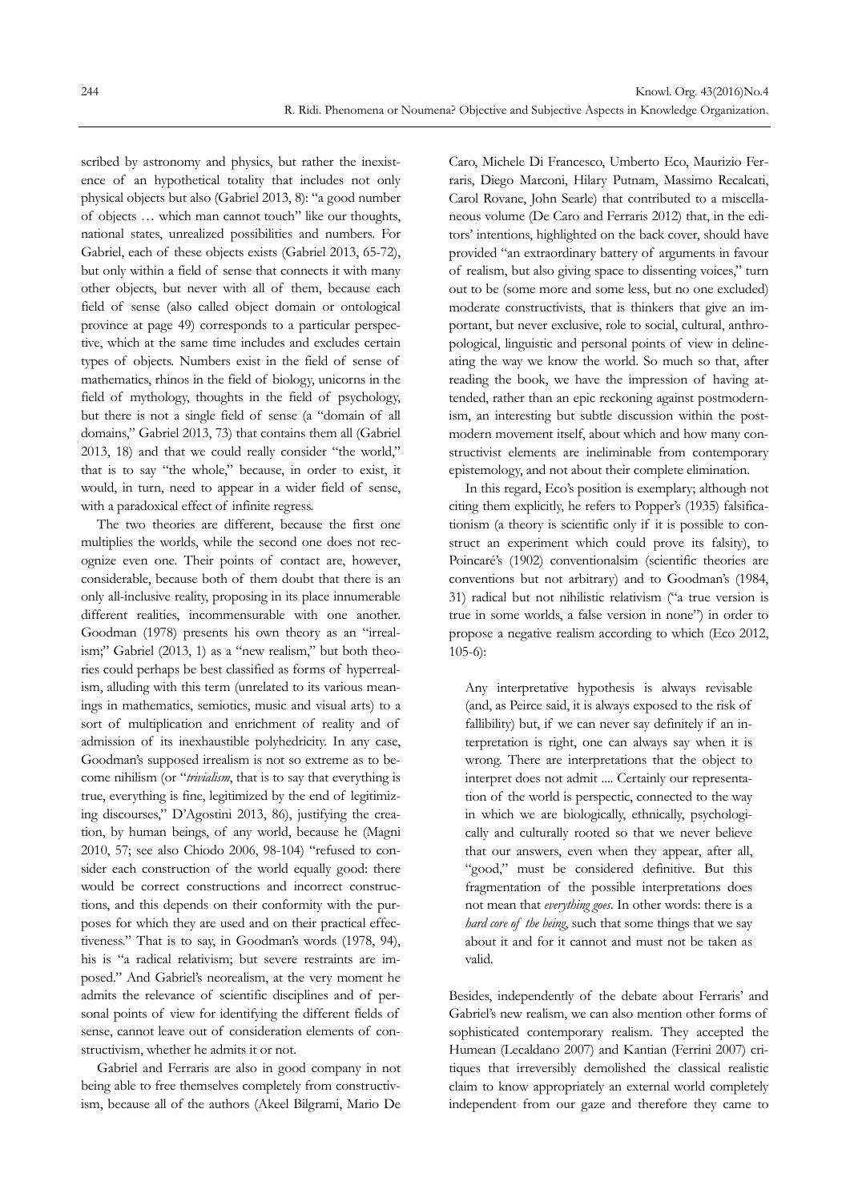scribed by astronomy and physics, but rather the inexistence of an hypothetical totality that includes not only physical objects but also (Gabriel 2013, 8): "a good number of objects … which man cannot touch" like our thoughts, national states, unrealized possibilities and numbers. For Gabriel, each of these objects exists (Gabriel 2013, 65-72), but only within a field of sense that connects it with many other objects, but never with all of them, because each field of sense (also called object domain or ontological province at page 49) corresponds to a particular perspective, which at the same time includes and excludes certain types of objects. Numbers exist in the field of sense of mathematics, rhinos in the field of biology, unicorns in the field of mythology, thoughts in the field of psychology, but there is not a single field of sense (a "domain of all domains," Gabriel 2013, 73) that contains them all (Gabriel 2013, 18) and that we could really consider "the world," that is to say "the whole," because, in order to exist, it would, in turn, need to appear in a wider field of sense, with a paradoxical effect of infinite regress.

The two theories are different, because the first one multiplies the worlds, while the second one does not recognize even one. Their points of contact are, however, considerable, because both of them doubt that there is an only all-inclusive reality, proposing in its place innumerable different realities, incommensurable with one another. Goodman (1978) presents his own theory as an "irrealism;" Gabriel (2013, 1) as a "new realism," but both theories could perhaps be best classified as forms of hyperrealism, alluding with this term (unrelated to its various meanings in mathematics, semiotics, music and visual arts) to a sort of multiplication and enrichment of reality and of admission of its inexhaustible polyhedricity. In any case, Goodman's supposed irrealism is not so extreme as to become nihilism (or "*trivialism*, that is to say that everything is true, everything is fine, legitimized by the end of legitimizing discourses," D'Agostini 2013, 86), justifying the creation, by human beings, of any world, because he (Magni 2010, 57; see also Chiodo 2006, 98-104) "refused to consider each construction of the world equally good: there would be correct constructions and incorrect constructions, and this depends on their conformity with the purposes for which they are used and on their practical effectiveness." That is to say, in Goodman's words (1978, 94), his is "a radical relativism; but severe restraints are imposed." And Gabriel's neorealism, at the very moment he admits the relevance of scientific disciplines and of personal points of view for identifying the different fields of sense, cannot leave out of consideration elements of constructivism, whether he admits it or not.

Gabriel and Ferraris are also in good company in not being able to free themselves completely from constructivism, because all of the authors (Akeel Bilgrami, Mario De Caro, Michele Di Francesco, Umberto Eco, Maurizio Ferraris, Diego Marconi, Hilary Putnam, Massimo Recalcati, Carol Rovane, John Searle) that contributed to a miscellaneous volume (De Caro and Ferraris 2012) that, in the editors' intentions, highlighted on the back cover, should have provided "an extraordinary battery of arguments in favour of realism, but also giving space to dissenting voices," turn out to be (some more and some less, but no one excluded) moderate constructivists, that is thinkers that give an important, but never exclusive, role to social, cultural, anthropological, linguistic and personal points of view in delineating the way we know the world. So much so that, after reading the book, we have the impression of having attended, rather than an epic reckoning against postmodernism, an interesting but subtle discussion within the postmodern movement itself, about which and how many constructivist elements are ineliminable from contemporary epistemology, and not about their complete elimination.

In this regard, Eco's position is exemplary; although not citing them explicitly, he refers to Popper's (1935) falsificationism (a theory is scientific only if it is possible to construct an experiment which could prove its falsity), to Poincaré's (1902) conventionalsim (scientific theories are conventions but not arbitrary) and to Goodman's (1984, 31) radical but not nihilistic relativism ("a true version is true in some worlds, a false version in none") in order to propose a negative realism according to which (Eco 2012, 105-6):

> Any interpretative hypothesis is always revisable (and, as Peirce said, it is always exposed to the risk of fallibility) but, if we can never say definitely if an interpretation is right, one can always say when it is wrong. There are interpretations that the object to interpret does not admit .... Certainly our representation of the world is perspectic, connected to the way in which we are biologically, ethnically, psychologically and culturally rooted so that we never believe that our answers, even when they appear, after all, "good," must be considered definitive. But this fragmentation of the possible interpretations does not mean that *everything goes*. In other words: there is a *hard core of the being*, such that some things that we say about it and for it cannot and must not be taken as valid.

Besides, independently of the debate about Ferraris' and Gabriel's new realism, we can also mention other forms of sophisticated contemporary realism. They accepted the Humean (Lecaldano 2007) and Kantian (Ferrini 2007) critiques that irreversibly demolished the classical realistic claim to know appropriately an external world completely independent from our gaze and therefore they came to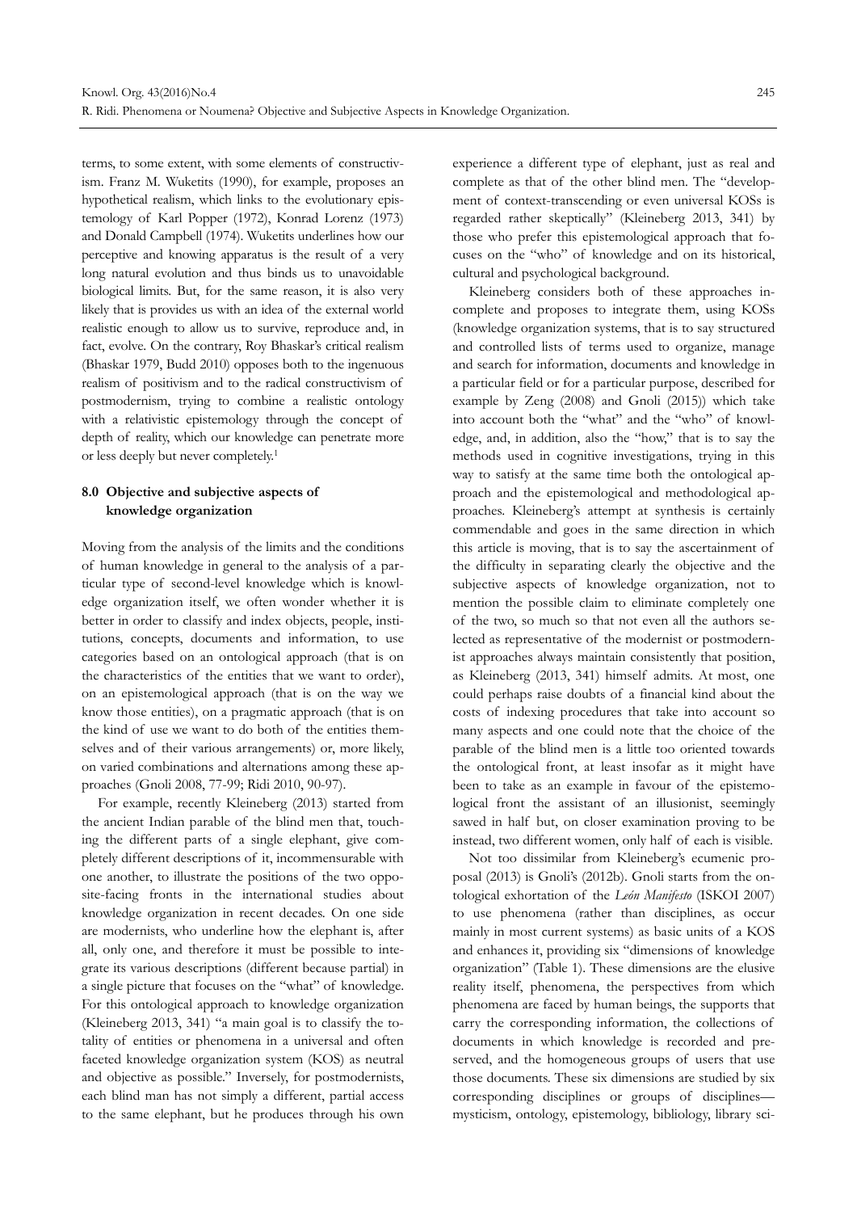terms, to some extent, with some elements of constructivism. Franz M. Wuketits (1990), for example, proposes an hypothetical realism, which links to the evolutionary epistemology of Karl Popper (1972), Konrad Lorenz (1973) and Donald Campbell (1974). Wuketits underlines how our perceptive and knowing apparatus is the result of a very long natural evolution and thus binds us to unavoidable biological limits. But, for the same reason, it is also very likely that is provides us with an idea of the external world realistic enough to allow us to survive, reproduce and, in fact, evolve. On the contrary, Roy Bhaskar's critical realism (Bhaskar 1979, Budd 2010) opposes both to the ingenuous realism of positivism and to the radical constructivism of postmodernism, trying to combine a realistic ontology with a relativistic epistemology through the concept of depth of reality, which our knowledge can penetrate more or less deeply but never completely.[1]

## 8.0 Objective and subjective aspects of knowledge organization

Moving from the analysis of the limits and the conditions of human knowledge in general to the analysis of a particular type of second-level knowledge which is knowledge organization itself, we often wonder whether it is better in order to classify and index objects, people, institutions, concepts, documents and information, to use categories based on an ontological approach (that is on the characteristics of the entities that we want to order), on an epistemological approach (that is on the way we know those entities), on a pragmatic approach (that is on the kind of use we want to do both of the entities themselves and of their various arrangements) or, more likely, on varied combinations and alternations among these approaches (Gnoli 2008, 77-99; Ridi 2010, 90-97).

For example, recently Kleineberg (2013) started from the ancient Indian parable of the blind men that, touching the different parts of a single elephant, give completely different descriptions of it, incommensurable with one another, to illustrate the positions of the two opposite-facing fronts in the international studies about knowledge organization in recent decades. On one side are modernists, who underline how the elephant is, after all, only one, and therefore it must be possible to integrate its various descriptions (different because partial) in a single picture that focuses on the "what" of knowledge. For this ontological approach to knowledge organization (Kleineberg 2013, 341) "a main goal is to classify the totality of entities or phenomena in a universal and often faceted knowledge organization system (KOS) as neutral and objective as possible." Inversely, for postmodernists, each blind man has not simply a different, partial access to the same elephant, but he produces through his own experience a different type of elephant, just as real and complete as that of the other blind men. The "development of context-transcending or even universal KOSs is regarded rather skeptically" (Kleineberg 2013, 341) by those who prefer this epistemological approach that focuses on the "who" of knowledge and on its historical, cultural and psychological background.

Kleineberg considers both of these approaches incomplete and proposes to integrate them, using KOSs (knowledge organization systems, that is to say structured and controlled lists of terms used to organize, manage and search for information, documents and knowledge in a particular field or for a particular purpose, described for example by Zeng (2008) and Gnoli (2015)) which take into account both the "what" and the "who" of knowledge, and, in addition, also the "how," that is to say the methods used in cognitive investigations, trying in this way to satisfy at the same time both the ontological approach and the epistemological and methodological approaches. Kleineberg's attempt at synthesis is certainly commendable and goes in the same direction in which this article is moving, that is to say the ascertainment of the difficulty in separating clearly the objective and the subjective aspects of knowledge organization, not to mention the possible claim to eliminate completely one of the two, so much so that not even all the authors selected as representative of the modernist or postmodernist approaches always maintain consistently that position, as Kleineberg (2013, 341) himself admits. At most, one could perhaps raise doubts of a financial kind about the costs of indexing procedures that take into account so many aspects and one could note that the choice of the parable of the blind men is a little too oriented towards the ontological front, at least insofar as it might have been to take as an example in favour of the epistemological front the assistant of an illusionist, seemingly sawed in half but, on closer examination proving to be instead, two different women, only half of each is visible.

Not too dissimilar from Kleineberg's ecumenic proposal (2013) is Gnoli's (2012b). Gnoli starts from the ontological exhortation of the *León Manifesto* (ISKOI 2007) to use phenomena (rather than disciplines, as occur mainly in most current systems) as basic units of a KOS and enhances it, providing six "dimensions of knowledge organization" (Table 1). These dimensions are the elusive reality itself, phenomena, the perspectives from which phenomena are faced by human beings, the supports that carry the corresponding information, the collections of documents in which knowledge is recorded and preserved, and the homogeneous groups of users that use those documents. These six dimensions are studied by six corresponding disciplines or groups of disciplines—mysticism, ontology, epistemology, bibliology, library sci-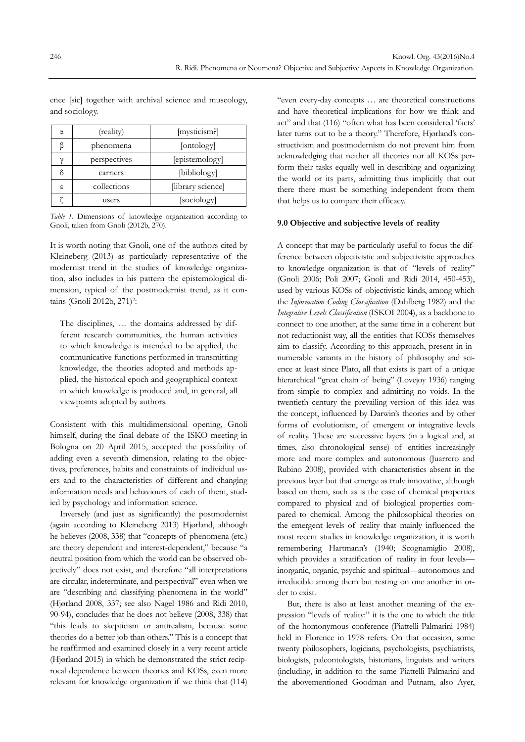ence [sic] together with archival science and museology, and sociology.

| α | (reality) | [mysticism?] |
|---|---|---|
| β | phenomena | [ontology] |
| γ | perspectives | [epistemology] |
| δ | carriers | [bibliology] |
| ε | collections | [library science] |
| ζ | users | [sociology] |

*Table 1*. Dimensions of knowledge organization according to Gnoli, taken from Gnoli (2012b, 270).

It is worth noting that Gnoli, one of the authors cited by Kleineberg (2013) as particularly representative of the modernist trend in the studies of knowledge organization, also includes in his pattern the epistemological dimension, typical of the postmodernist trend, as it contains (Gnoli 2012b, 271)[2]:

> The disciplines, … the domains addressed by different research communities, the human activities to which knowledge is intended to be applied, the communicative functions performed in transmitting knowledge, the theories adopted and methods applied, the historical epoch and geographical context in which knowledge is produced and, in general, all viewpoints adopted by authors.

Consistent with this multidimensional opening, Gnoli himself, during the final debate of the ISKO meeting in Bologna on 20 April 2015, accepted the possibility of adding even a seventh dimension, relating to the objectives, preferences, habits and constraints of individual users and to the characteristics of different and changing information needs and behaviours of each of them, studied by psychology and information science.

Inversely (and just as significantly) the postmodernist (again according to Kleineberg 2013) Hjørland, although he believes (2008, 338) that "concepts of phenomena (etc.) are theory dependent and interest-dependent," because "a neutral position from which the world can be observed objectively" does not exist, and therefore "all interpretations are circular, indeterminate, and perspectival" even when we are "describing and classifying phenomena in the world" (Hjørland 2008, 337; see also Nagel 1986 and Ridi 2010, 90-94), concludes that he does not believe (2008, 338) that "this leads to skepticism or antirealism, because some theories do a better job than others." This is a concept that he reaffirmed and examined closely in a very recent article (Hjørland 2015) in which he demonstrated the strict reciprocal dependence between theories and KOSs, even more relevant for knowledge organization if we think that (114) "even every-day concepts … are theoretical constructions and have theoretical implications for how we think and act" and that (116) "often what has been considered 'facts' later turns out to be a theory." Therefore, Hjørland's constructivism and postmodernism do not prevent him from acknowledging that neither all theories nor all KOSs perform their tasks equally well in describing and organizing the world or its parts, admitting thus implicitly that out there there must be something independent from them that helps us to compare their efficacy.

### 9.0 Objective and subjective levels of reality

A concept that may be particularly useful to focus the difference between objectivistic and subjectivistic approaches to knowledge organization is that of "levels of reality" (Gnoli 2006; Poli 2007; Gnoli and Ridi 2014, 450-453), used by various KOSs of objectivistic kinds, among which the *Information Coding Classification* (Dahlberg 1982) and the *Integrative Levels Classification* (ISKOI 2004), as a backbone to connect to one another, at the same time in a coherent but not reductionist way, all the entities that KOSs themselves aim to classify. According to this approach, present in innumerable variants in the history of philosophy and science at least since Plato, all that exists is part of a unique hierarchical "great chain of being" (Lovejoy 1936) ranging from simple to complex and admitting no voids. In the twentieth century the prevailing version of this idea was the concept, influenced by Darwin's theories and by other forms of evolutionism, of emergent or integrative levels of reality. These are successive layers (in a logical and, at times, also chronological sense) of entities increasingly more and more complex and autonomous (Juarrero and Rubino 2008), provided with characteristics absent in the previous layer but that emerge as truly innovative, although based on them, such as is the case of chemical properties compared to physical and of biological properties compared to chemical. Among the philosophical theories on the emergent levels of reality that mainly influenced the most recent studies in knowledge organization, it is worth remembering Hartmann's (1940; Scognamiglio 2008), which provides a stratification of reality in four levels—inorganic, organic, psychic and spiritual—autonomous and irreducible among them but resting on one another in order to exist.

But, there is also at least another meaning of the expression "levels of reality:" it is the one to which the title of the homonymous conference (Piattelli Palmarini 1984) held in Florence in 1978 refers. On that occasion, some twenty philosophers, logicians, psychologists, psychiatrists, biologists, paleontologists, historians, linguists and writers (including, in addition to the same Piattelli Palmarini and the abovementioned Goodman and Putnam, also Ayer,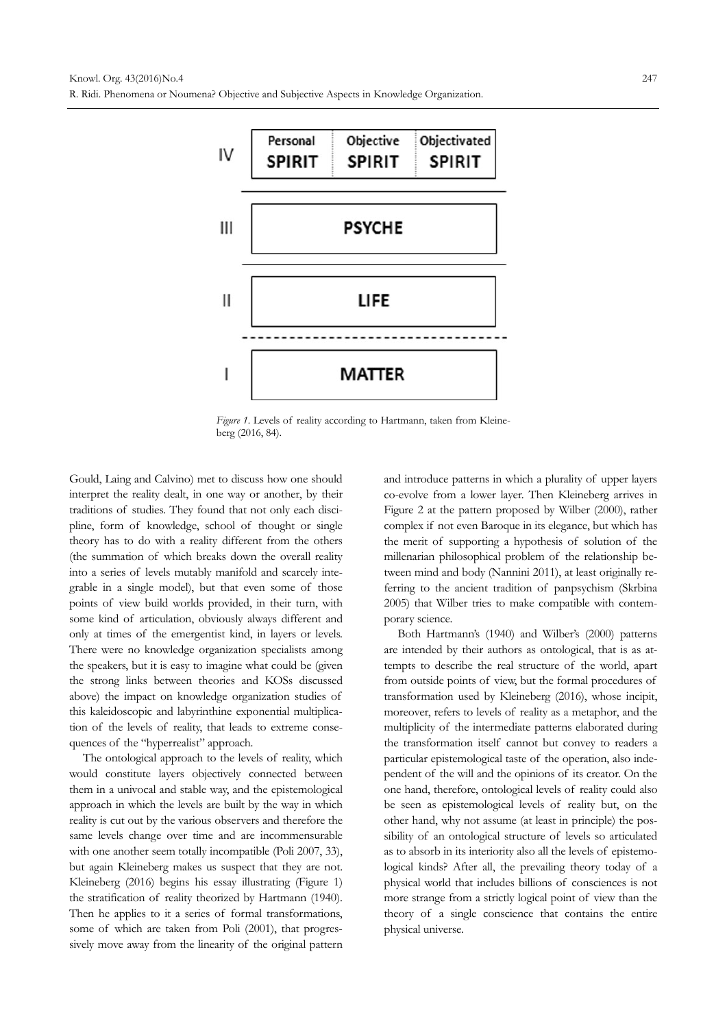IV Personal SPIRIT | Objective SPIRIT | Objectivated SPIRIT

III PSYCHE

II LIFE

I MATTER

*Figure 1*. Levels of reality according to Hartmann, taken from Kleineberg (2016, 84).

Gould, Laing and Calvino) met to discuss how one should interpret the reality dealt, in one way or another, by their traditions of studies. They found that not only each discipline, form of knowledge, school of thought or single theory has to do with a reality different from the others (the summation of which breaks down the overall reality into a series of levels mutably manifold and scarcely integrable in a single model), but that even some of those points of view build worlds provided, in their turn, with some kind of articulation, obviously always different and only at times of the emergentist kind, in layers or levels. There were no knowledge organization specialists among the speakers, but it is easy to imagine what could be (given the strong links between theories and KOSs discussed above) the impact on knowledge organization studies of this kaleidoscopic and labyrinthine exponential multiplication of the levels of reality, that leads to extreme consequences of the "hyperrealist" approach.

The ontological approach to the levels of reality, which would constitute layers objectively connected between them in a univocal and stable way, and the epistemological approach in which the levels are built by the way in which reality is cut out by the various observers and therefore the same levels change over time and are incommensurable with one another seem totally incompatible (Poli 2007, 33), but again Kleineberg makes us suspect that they are not. Kleineberg (2016) begins his essay illustrating (Figure 1) the stratification of reality theorized by Hartmann (1940). Then he applies to it a series of formal transformations, some of which are taken from Poli (2001), that progressively move away from the linearity of the original pattern and introduce patterns in which a plurality of upper layers co-evolve from a lower layer. Then Kleineberg arrives in Figure 2 at the pattern proposed by Wilber (2000), rather complex if not even Baroque in its elegance, but which has the merit of supporting a hypothesis of solution of the millenarian philosophical problem of the relationship between mind and body (Nannini 2011), at least originally referring to the ancient tradition of panpsychism (Skrbina 2005) that Wilber tries to make compatible with contemporary science.

Both Hartmann's (1940) and Wilber's (2000) patterns are intended by their authors as ontological, that is as attempts to describe the real structure of the world, apart from outside points of view, but the formal procedures of transformation used by Kleineberg (2016), whose incipit, moreover, refers to levels of reality as a metaphor, and the multiplicity of the intermediate patterns elaborated during the transformation itself cannot but convey to readers a particular epistemological taste of the operation, also independent of the will and the opinions of its creator. On the one hand, therefore, ontological levels of reality could also be seen as epistemological levels of reality but, on the other hand, why not assume (at least in principle) the possibility of an ontological structure of levels so articulated as to absorb in its interiority also all the levels of epistemological kinds? After all, the prevailing theory today of a physical world that includes billions of consciences is not more strange from a strictly logical point of view than the theory of a single conscience that contains the entire physical universe.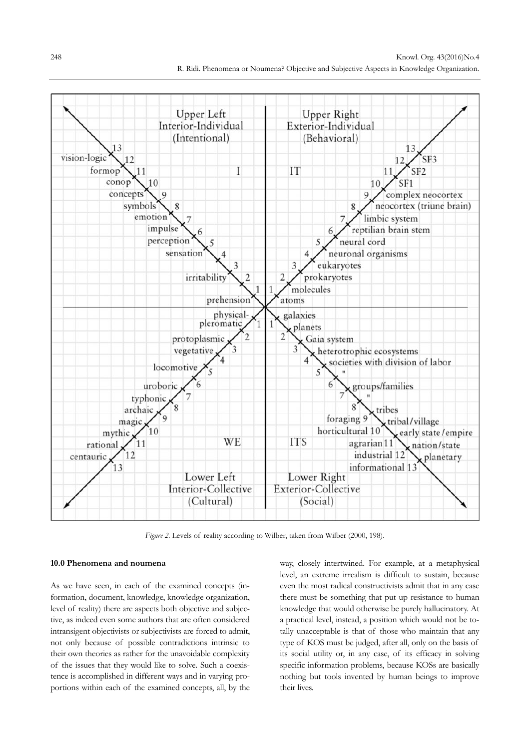Upper Left
Interior-Individual
(Intentional)

Upper Right
Exterior-Individual
(Behavioral)

I

IT

13 vision-logic 12 formop 11 conop 10 concepts 9 symbols 8 emotion 7 impulse 6 perception 5 sensation 4 3 irritability 2 1 prehension

13 SF3 12 SF2 11 SF1 10 complex neocortex 9 neocortex (triune brain) 8 limbic system 7 reptilian brain stem 6 neural cord 5 neuronal organisms 4 eukaryotes 3 prokaryotes 2 molecules 1 atoms

physical-pleromatic 1 protoplasmic 2 vegetative 3 locomotive 4 5 uroboric 6 typhonic 7 archaic 8 magic 9 mythic 10 rational 11 centauric 12 13

galaxies 1 planets 2 Gaia system 3 heterotrophic ecosystems 4 societies with division of labor 5 " 6 groups/families 7 " 8 tribes foraging 9 tribal/village horticultural 10 early state/empire agrarian 11 nation/state industrial 12 planetary informational 13

WE

ITS

Lower Left
Interior-Collective
(Cultural)

Lower Right
Exterior-Collective
(Social)

*Figure 2*. Levels of reality according to Wilber, taken from Wilber (2000, 198).

**10.0 Phenomena and noumena**

As we have seen, in each of the examined concepts (information, document, knowledge, knowledge organization, level of reality) there are aspects both objective and subjective, as indeed even some authors that are often considered intransigent objectivists or subjectivists are forced to admit, not only because of possible contradictions intrinsic to their own theories as rather for the unavoidable complexity of the issues that they would like to solve. Such a coexistence is accomplished in different ways and in varying proportions within each of the examined concepts, all, by the way, closely intertwined. For example, at a metaphysical level, an extreme irrealism is difficult to sustain, because even the most radical constructivists admit that in any case there must be something that put up resistance to human knowledge that would otherwise be purely hallucinatory. At a practical level, instead, a position which would not be totally unacceptable is that of those who maintain that any type of KOS must be judged, after all, only on the basis of its social utility or, in any case, of its efficacy in solving specific information problems, because KOSs are basically nothing but tools invented by human beings to improve their lives.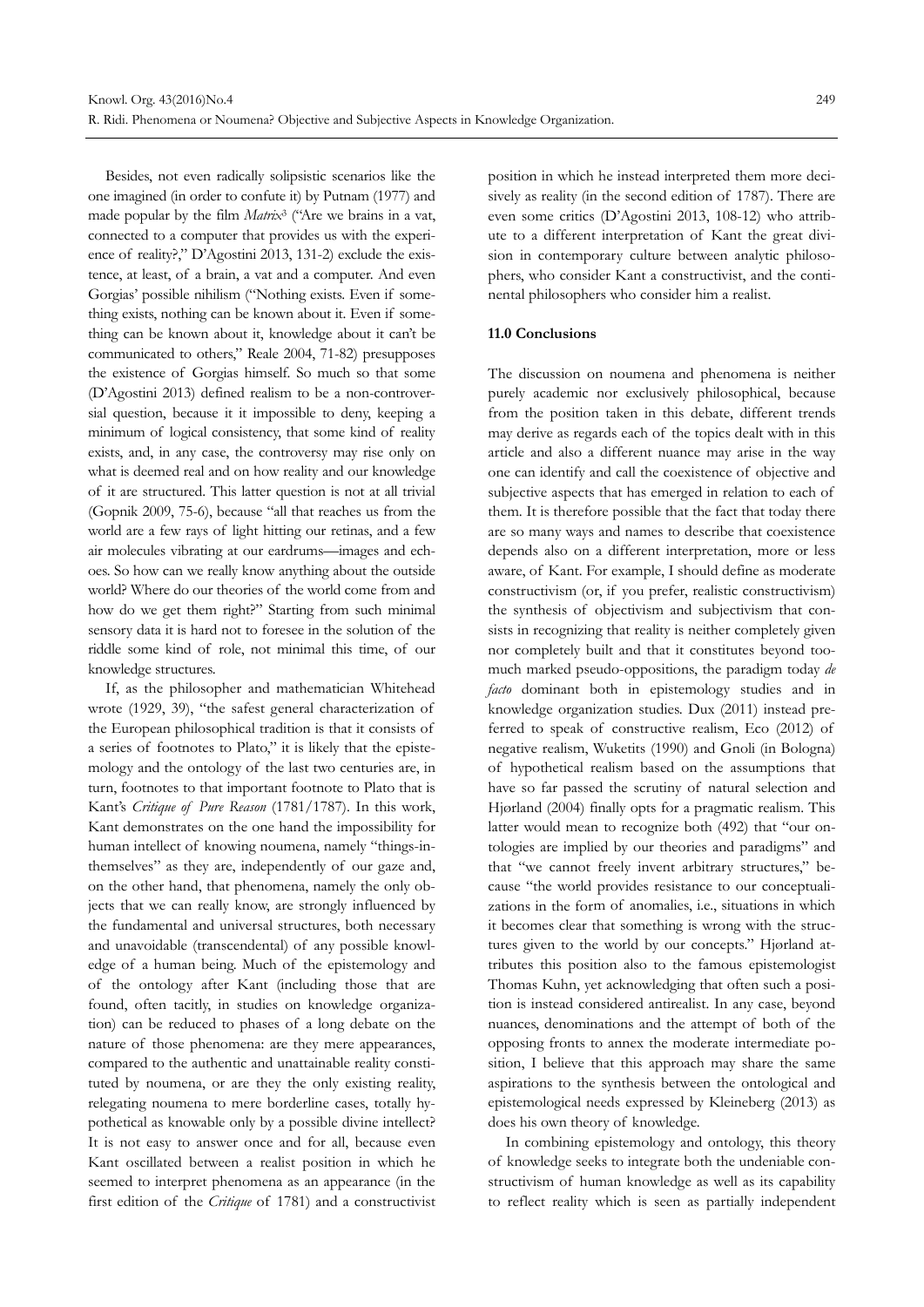Besides, not even radically solipsistic scenarios like the one imagined (in order to confute it) by Putnam (1977) and made popular by the film *Matrix*[3] ("Are we brains in a vat, connected to a computer that provides us with the experience of reality?," D'Agostini 2013, 131-2) exclude the existence, at least, of a brain, a vat and a computer. And even Gorgias' possible nihilism ("Nothing exists. Even if something exists, nothing can be known about it. Even if something can be known about it, knowledge about it can't be communicated to others," Reale 2004, 71-82) presupposes the existence of Gorgias himself. So much so that some (D'Agostini 2013) defined realism to be a non-controversial question, because it it impossible to deny, keeping a minimum of logical consistency, that some kind of reality exists, and, in any case, the controversy may rise only on what is deemed real and on how reality and our knowledge of it are structured. This latter question is not at all trivial (Gopnik 2009, 75-6), because "all that reaches us from the world are a few rays of light hitting our retinas, and a few air molecules vibrating at our eardrums—images and echoes. So how can we really know anything about the outside world? Where do our theories of the world come from and how do we get them right?" Starting from such minimal sensory data it is hard not to foresee in the solution of the riddle some kind of role, not minimal this time, of our knowledge structures.

If, as the philosopher and mathematician Whitehead wrote (1929, 39), "the safest general characterization of the European philosophical tradition is that it consists of a series of footnotes to Plato," it is likely that the epistemology and the ontology of the last two centuries are, in turn, footnotes to that important footnote to Plato that is Kant's *Critique of Pure Reason* (1781/1787). In this work, Kant demonstrates on the one hand the impossibility for human intellect of knowing noumena, namely "things-in-themselves" as they are, independently of our gaze and, on the other hand, that phenomena, namely the only objects that we can really know, are strongly influenced by the fundamental and universal structures, both necessary and unavoidable (transcendental) of any possible knowledge of a human being. Much of the epistemology and of the ontology after Kant (including those that are found, often tacitly, in studies on knowledge organization) can be reduced to phases of a long debate on the nature of those phenomena: are they mere appearances, compared to the authentic and unattainable reality constituted by noumena, or are they the only existing reality, relegating noumena to mere borderline cases, totally hypothetical as knowable only by a possible divine intellect? It is not easy to answer once and for all, because even Kant oscillated between a realist position in which he seemed to interpret phenomena as an appearance (in the first edition of the *Critique* of 1781) and a constructivist position in which he instead interpreted them more decisively as reality (in the second edition of 1787). There are even some critics (D'Agostini 2013, 108-12) who attribute to a different interpretation of Kant the great division in contemporary culture between analytic philosophers, who consider Kant a constructivist, and the continental philosophers who consider him a realist.

## 11.0 Conclusions

The discussion on noumena and phenomena is neither purely academic nor exclusively philosophical, because from the position taken in this debate, different trends may derive as regards each of the topics dealt with in this article and also a different nuance may arise in the way one can identify and call the coexistence of objective and subjective aspects that has emerged in relation to each of them. It is therefore possible that the fact that today there are so many ways and names to describe that coexistence depends also on a different interpretation, more or less aware, of Kant. For example, I should define as moderate constructivism (or, if you prefer, realistic constructivism) the synthesis of objectivism and subjectivism that consists in recognizing that reality is neither completely given nor completely built and that it constitutes beyond too-much marked pseudo-oppositions, the paradigm today *de facto* dominant both in epistemology studies and in knowledge organization studies. Dux (2011) instead preferred to speak of constructive realism, Eco (2012) of negative realism, Wuketits (1990) and Gnoli (in Bologna) of hypothetical realism based on the assumptions that have so far passed the scrutiny of natural selection and Hjørland (2004) finally opts for a pragmatic realism. This latter would mean to recognize both (492) that "our ontologies are implied by our theories and paradigms" and that "we cannot freely invent arbitrary structures," because "the world provides resistance to our conceptualizations in the form of anomalies, i.e., situations in which it becomes clear that something is wrong with the structures given to the world by our concepts." Hjørland attributes this position also to the famous epistemologist Thomas Kuhn, yet acknowledging that often such a position is instead considered antirealist. In any case, beyond nuances, denominations and the attempt of both of the opposing fronts to annex the moderate intermediate position, I believe that this approach may share the same aspirations to the synthesis between the ontological and epistemological needs expressed by Kleineberg (2013) as does his own theory of knowledge.

In combining epistemology and ontology, this theory of knowledge seeks to integrate both the undeniable constructivism of human knowledge as well as its capability to reflect reality which is seen as partially independent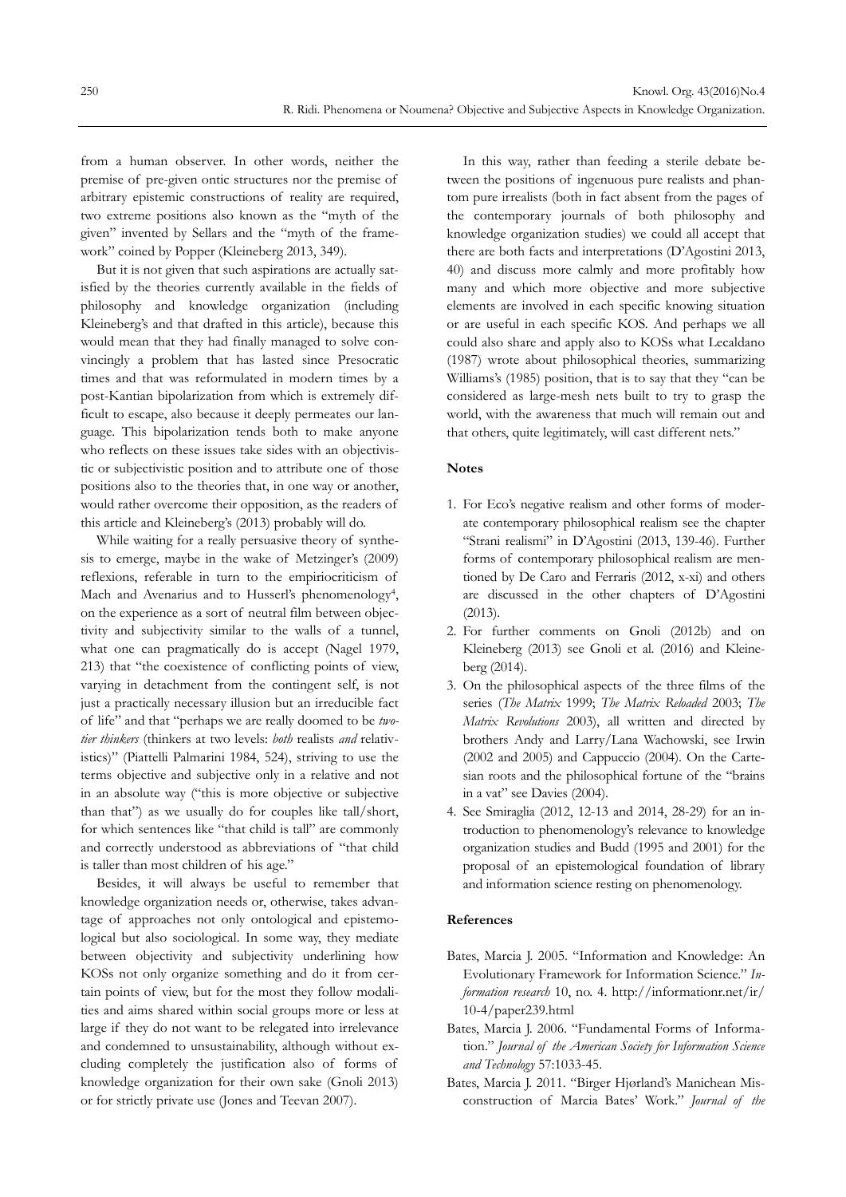from a human observer. In other words, neither the premise of pre-given ontic structures nor the premise of arbitrary epistemic constructions of reality are required, two extreme positions also known as the "myth of the given" invented by Sellars and the "myth of the framework" coined by Popper (Kleineberg 2013, 349).

But it is not given that such aspirations are actually satisfied by the theories currently available in the fields of philosophy and knowledge organization (including Kleineberg's and that drafted in this article), because this would mean that they had finally managed to solve convincingly a problem that has lasted since Presocratic times and that was reformulated in modern times by a post-Kantian bipolarization from which is extremely difficult to escape, also because it deeply permeates our language. This bipolarization tends both to make anyone who reflects on these issues take sides with an objectivistic or subjectivistic position and to attribute one of those positions also to the theories that, in one way or another, would rather overcome their opposition, as the readers of this article and Kleineberg's (2013) probably will do.

While waiting for a really persuasive theory of synthesis to emerge, maybe in the wake of Metzinger's (2009) reflexions, referable in turn to the empiriocriticism of Mach and Avenarius and to Husserl's phenomenology[4], on the experience as a sort of neutral film between objectivity and subjectivity similar to the walls of a tunnel, what one can pragmatically do is accept (Nagel 1979, 213) that "the coexistence of conflicting points of view, varying in detachment from the contingent self, is not just a practically necessary illusion but an irreducible fact of life" and that "perhaps we are really doomed to be *two-tier thinkers* (thinkers at two levels: *both* realists *and* relativistics)" (Piattelli Palmarini 1984, 524), striving to use the terms objective and subjective only in a relative and not in an absolute way ("this is more objective or subjective than that") as we usually do for couples like tall/short, for which sentences like "that child is tall" are commonly and correctly understood as abbreviations of "that child is taller than most children of his age."

Besides, it will always be useful to remember that knowledge organization needs or, otherwise, takes advantage of approaches not only ontological and epistemological but also sociological. In some way, they mediate between objectivity and subjectivity underlining how KOSs not only organize something and do it from certain points of view, but for the most they follow modalities and aims shared within social groups more or less at large if they do not want to be relegated into irrelevance and condemned to unsustainability, although without excluding completely the justification also of forms of knowledge organization for their own sake (Gnoli 2013) or for strictly private use (Jones and Teevan 2007).

In this way, rather than feeding a sterile debate between the positions of ingenuous pure realists and phantom pure irrealists (both in fact absent from the pages of the contemporary journals of both philosophy and knowledge organization studies) we could all accept that there are both facts and interpretations (D'Agostini 2013, 40) and discuss more calmly and more profitably how many and which more objective and more subjective elements are involved in each specific knowing situation or are useful in each specific KOS. And perhaps we all could also share and apply also to KOSs what Lecaldano (1987) wrote about philosophical theories, summarizing Williams's (1985) position, that is to say that they "can be considered as large-mesh nets built to try to grasp the world, with the awareness that much will remain out and that others, quite legitimately, will cast different nets."

## Notes

1. For Eco's negative realism and other forms of moderate contemporary philosophical realism see the chapter "Strani realismi" in D'Agostini (2013, 139-46). Further forms of contemporary philosophical realism are mentioned by De Caro and Ferraris (2012, x-xi) and others are discussed in the other chapters of D'Agostini (2013).
2. For further comments on Gnoli (2012b) and on Kleineberg (2013) see Gnoli et al. (2016) and Kleineberg (2014).
3. On the philosophical aspects of the three films of the series (*The Matrix* 1999; *The Matrix Reloaded* 2003; *The Matrix Revolutions* 2003), all written and directed by brothers Andy and Larry/Lana Wachowski, see Irwin (2002 and 2005) and Cappuccio (2004). On the Cartesian roots and the philosophical fortune of the "brains in a vat" see Davies (2004).
4. See Smiraglia (2012, 12-13 and 2014, 28-29) for an introduction to phenomenology's relevance to knowledge organization studies and Budd (1995 and 2001) for the proposal of an epistemological foundation of library and information science resting on phenomenology.

## References

Bates, Marcia J. 2005. "Information and Knowledge: An Evolutionary Framework for Information Science." *Information research* 10, no. 4. http://informationr.net/ir/10-4/paper239.html

Bates, Marcia J. 2006. "Fundamental Forms of Information." *Journal of the American Society for Information Science and Technology* 57:1033-45.

Bates, Marcia J. 2011. "Birger Hjørland's Manichean Misconstruction of Marcia Bates' Work." *Journal of the*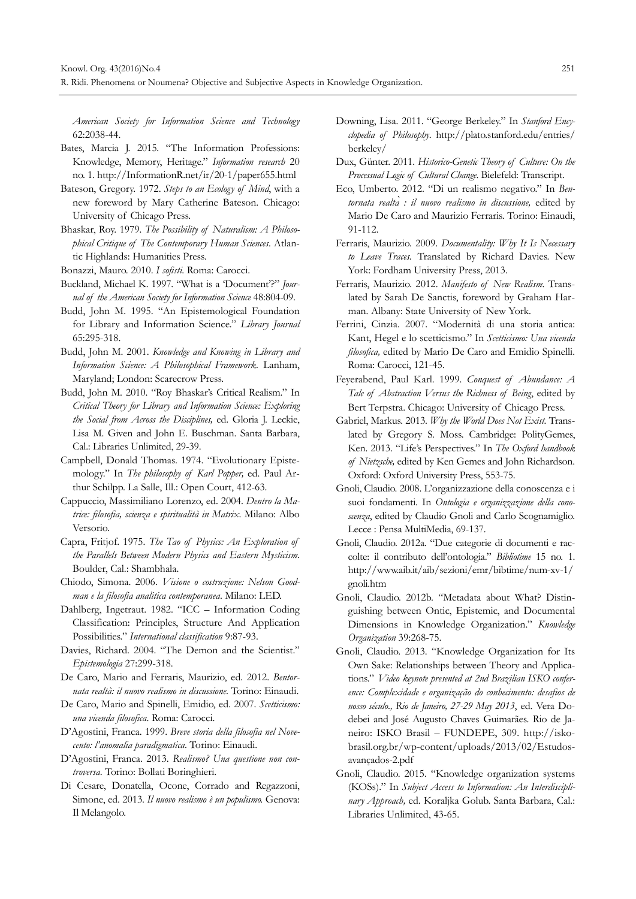*American Society for Information Science and Technology* 62:2038-44.

Bates, Marcia J. 2015. "The Information Professions: Knowledge, Memory, Heritage." *Information research* 20 no. 1. http://InformationR.net/ir/20-1/paper655.html

Bateson, Gregory. 1972. *Steps to an Ecology of Mind*, with a new foreword by Mary Catherine Bateson. Chicago: University of Chicago Press.

Bhaskar, Roy. 1979. *The Possibility of Naturalism: A Philosophical Critique of The Contemporary Human Sciences*. Atlantic Highlands: Humanities Press.

Bonazzi, Mauro. 2010. *I sofisti.* Roma: Carocci.

Buckland, Michael K. 1997. "What is a 'Document'?" *Journal of the American Society for Information Science* 48:804-09.

Budd, John M. 1995. "An Epistemological Foundation for Library and Information Science." *Library Journal* 65:295-318.

Budd, John M. 2001. *Knowledge and Knowing in Library and Information Science: A Philosophical Framework.* Lanham, Maryland; London: Scarecrow Press.

Budd, John M. 2010. "Roy Bhaskar's Critical Realism." In *Critical Theory for Library and Information Science: Exploring the Social from Across the Disciplines,* ed. Gloria J. Leckie, Lisa M. Given and John E. Buschman. Santa Barbara, Cal.: Libraries Unlimited, 29-39.

Campbell, Donald Thomas. 1974. "Evolutionary Epistemology." In *The philosophy of Karl Popper,* ed. Paul Arthur Schilpp. La Salle, Ill.: Open Court, 412-63.

Cappuccio, Massimiliano Lorenzo, ed. 2004. *Dentro la Matrice: filosofia, scienza e spiritualità in Matrix*. Milano: Albo Versorio.

Capra, Fritjof. 1975. *The Tao of Physics: An Exploration of the Parallels Between Modern Physics and Eastern Mysticism*. Boulder, Cal.: Shambhala.

Chiodo, Simona. 2006. *Visione o costruzione: Nelson Goodman e la filosofia analitica contemporanea*. Milano: LED.

Dahlberg, Ingetraut. 1982. "ICC – Information Coding Classification: Principles, Structure And Application Possibilities." *International classification* 9:87-93.

Davies, Richard. 2004. "The Demon and the Scientist." *Epistemologia* 27:299-318.

De Caro, Mario and Ferraris, Maurizio, ed. 2012. *Bentornata realtà: il nuovo realismo in discussione*. Torino: Einaudi.

De Caro, Mario and Spinelli, Emidio, ed. 2007. *Scetticismo: una vicenda filosofica*. Roma: Carocci.

D'Agostini, Franca. 1999. *Breve storia della filosofia nel Novecento: l'anomalia paradigmatica*. Torino: Einaudi.

D'Agostini, Franca. 2013. *Realismo? Una questione non controversa*. Torino: Bollati Boringhieri.

Di Cesare, Donatella, Ocone, Corrado and Regazzoni, Simone, ed. 2013. *Il nuovo realismo è un populismo.* Genova: Il Melangolo.

Downing, Lisa. 2011. "George Berkeley." In *Stanford Encyclopedia of Philosophy*. http://plato.stanford.edu/entries/berkeley/

Dux, Günter. 2011. *Historico-Genetic Theory of Culture: On the Processual Logic of Cultural Change*. Bielefeld: Transcript.

Eco, Umberto. 2012. "Di un realismo negativo." In *Bentornata realtà: il nuovo realismo in discussione,* edited by Mario De Caro and Maurizio Ferraris. Torino: Einaudi, 91-112.

Ferraris, Maurizio. 2009. *Documentality: Why It Is Necessary to Leave Traces.* Translated by Richard Davies. New York: Fordham University Press, 2013.

Ferraris, Maurizio. 2012. *Manifesto of New Realism*. Translated by Sarah De Sanctis, foreword by Graham Harman. Albany: State University of New York.

Ferrini, Cinzia. 2007. "Modernità di una storia antica: Kant, Hegel e lo scetticismo." In *Scetticismo: Una vicenda filosofica,* edited by Mario De Caro and Emidio Spinelli. Roma: Carocci, 121-45.

Feyerabend, Paul Karl. 1999. *Conquest of Abundance: A Tale of Abstraction Versus the Richness of Being*, edited by Bert Terpstra. Chicago: University of Chicago Press.

Gabriel, Markus. 2013. *Why the World Does Not Exist.* Translated by Gregory S. Moss. Cambridge: PolityGemes, Ken. 2013. "Life's Perspectives." In *The Oxford handbook of Nietzsche,* edited by Ken Gemes and John Richardson. Oxford: Oxford University Press, 553-75.

Gnoli, Claudio. 2008. L'organizzazione della conoscenza e i suoi fondamenti. In *Ontologia e organizzazione della conoscenza*, edited by Claudio Gnoli and Carlo Scognamiglio. Lecce : Pensa MultiMedia, 69-137.

Gnoli, Claudio. 2012a. "Due categorie di documenti e raccolte: il contributo dell'ontologia." *Bibliotime* 15 no. 1. http://www.aib.it/aib/sezioni/emr/bibtime/num-xv-1/gnoli.htm

Gnoli, Claudio. 2012b. "Metadata about What? Distinguishing between Ontic, Epistemic, and Documental Dimensions in Knowledge Organization." *Knowledge Organization* 39:268-75.

Gnoli, Claudio. 2013. "Knowledge Organization for Its Own Sake: Relationships between Theory and Applications." *Video keynote presented at 2nd Brazilian ISKO conference: Complexidade e organização do conhecimento: desafios de nosso século., Rio de Janeiro, 27-29 May 2013*, ed. Vera Dodebei and José Augusto Chaves Guimarães. Rio de Janeiro: ISKO Brasil – FUNDEPE, 309. http://isko-brasil.org.br/wp-content/uploads/2013/02/Estudos-avançados-2.pdf

Gnoli, Claudio. 2015. "Knowledge organization systems (KOSs)." In *Subject Access to Information: An Interdisciplinary Approach,* ed. Koraljka Golub. Santa Barbara, Cal.: Libraries Unlimited, 43-65.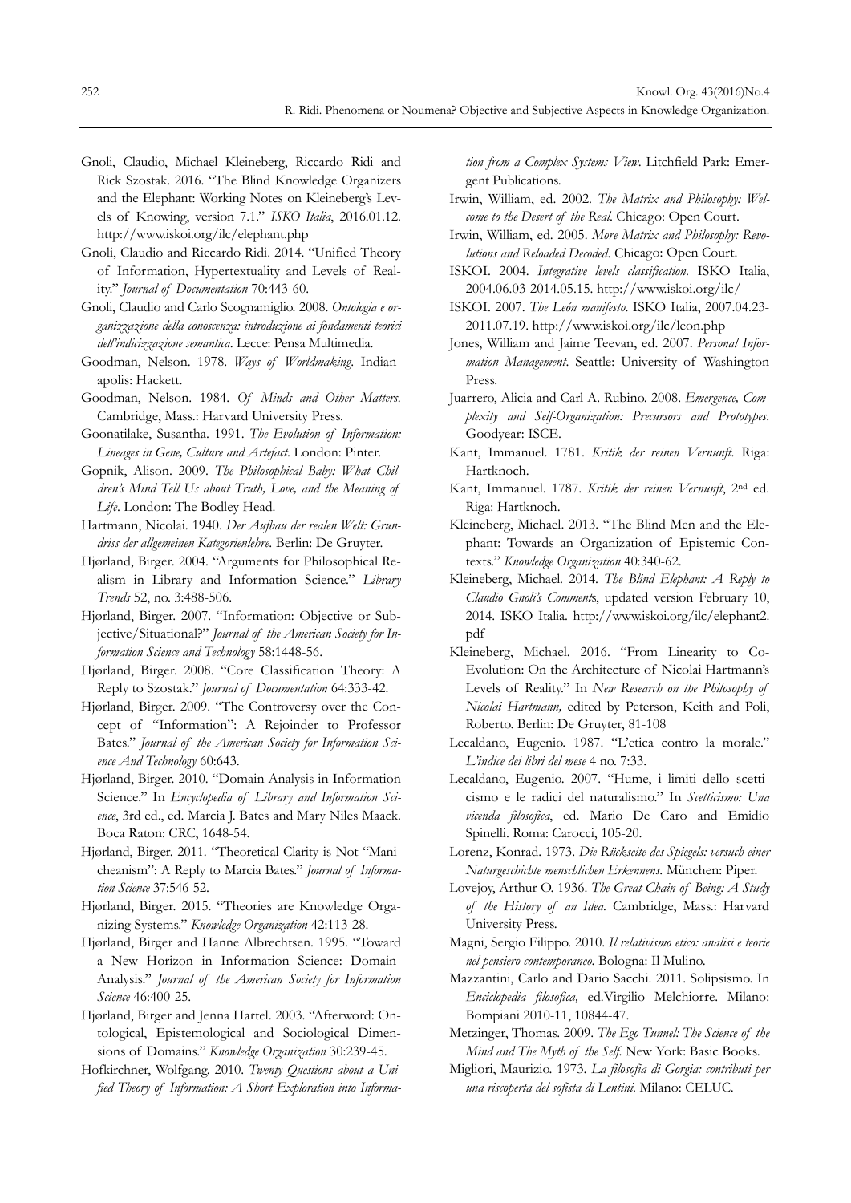Gnoli, Claudio, Michael Kleineberg, Riccardo Ridi and Rick Szostak. 2016. "The Blind Knowledge Organizers and the Elephant: Working Notes on Kleineberg's Levels of Knowing, version 7.1." *ISKO Italia*, 2016.01.12. http://www.iskoi.org/ilc/elephant.php

Gnoli, Claudio and Riccardo Ridi. 2014. "Unified Theory of Information, Hypertextuality and Levels of Reality." *Journal of Documentation* 70:443-60.

Gnoli, Claudio and Carlo Scognamiglio. 2008. *Ontologia e organizzazione della conoscenza: introduzione ai fondamenti teorici dell'indicizzazione semantica*. Lecce: Pensa Multimedia.

Goodman, Nelson. 1978. *Ways of Worldmaking*. Indianapolis: Hackett.

Goodman, Nelson. 1984. *Of Minds and Other Matters*. Cambridge, Mass.: Harvard University Press.

Goonatilake, Susantha. 1991. *The Evolution of Information: Lineages in Gene, Culture and Artefact*. London: Pinter.

Gopnik, Alison. 2009. *The Philosophical Baby: What Children's Mind Tell Us about Truth, Love, and the Meaning of Life*. London: The Bodley Head.

Hartmann, Nicolai. 1940. *Der Aufbau der realen Welt: Grundriss der allgemeinen Kategorienlehre*. Berlin: De Gruyter.

Hjørland, Birger. 2004. "Arguments for Philosophical Realism in Library and Information Science." *Library Trends* 52, no. 3:488-506.

Hjørland, Birger. 2007. "Information: Objective or Subjective/Situational?" *Journal of the American Society for Information Science and Technology* 58:1448-56.

Hjørland, Birger. 2008. "Core Classification Theory: A Reply to Szostak." *Journal of Documentation* 64:333-42.

Hjørland, Birger. 2009. "The Controversy over the Concept of "Information": A Rejoinder to Professor Bates." *Journal of the American Society for Information Science And Technology* 60:643.

Hjørland, Birger. 2010. "Domain Analysis in Information Science." In *Encyclopedia of Library and Information Science*, 3rd ed., ed. Marcia J. Bates and Mary Niles Maack. Boca Raton: CRC, 1648-54.

Hjørland, Birger. 2011. "Theoretical Clarity is Not "Manicheanism": A Reply to Marcia Bates." *Journal of Information Science* 37:546-52.

Hjørland, Birger. 2015. "Theories are Knowledge Organizing Systems." *Knowledge Organization* 42:113-28.

Hjørland, Birger and Hanne Albrechtsen. 1995. "Toward a New Horizon in Information Science: Domain-Analysis." *Journal of the American Society for Information Science* 46:400-25.

Hjørland, Birger and Jenna Hartel. 2003. "Afterword: Ontological, Epistemological and Sociological Dimensions of Domains." *Knowledge Organization* 30:239-45.

Hofkirchner, Wolfgang. 2010. *Twenty Questions about a Unified Theory of Information: A Short Exploration into Information from a Complex Systems View*. Litchfield Park: Emergent Publications.

Irwin, William, ed. 2002. *The Matrix and Philosophy: Welcome to the Desert of the Real*. Chicago: Open Court.

Irwin, William, ed. 2005. *More Matrix and Philosophy: Revolutions and Reloaded Decoded*. Chicago: Open Court.

ISKOI. 2004. *Integrative levels classification*. ISKO Italia, 2004.06.03-2014.05.15. http://www.iskoi.org/ilc/

ISKOI. 2007. *The León manifesto*. ISKO Italia, 2007.04.23-2011.07.19. http://www.iskoi.org/ilc/leon.php

Jones, William and Jaime Teevan, ed. 2007. *Personal Information Management*. Seattle: University of Washington Press.

Juarrero, Alicia and Carl A. Rubino. 2008. *Emergence, Complexity and Self-Organization: Precursors and Prototypes*. Goodyear: ISCE.

Kant, Immanuel. 1781. *Kritik der reinen Vernunft*. Riga: Hartknoch.

Kant, Immanuel. 1787. *Kritik der reinen Vernunft*, 2nd ed. Riga: Hartknoch.

Kleineberg, Michael. 2013. "The Blind Men and the Elephant: Towards an Organization of Epistemic Contexts." *Knowledge Organization* 40:340-62.

Kleineberg, Michael. 2014. *The Blind Elephant: A Reply to Claudio Gnoli's Comments*, updated version February 10, 2014. ISKO Italia. http://www.iskoi.org/ilc/elephant2.pdf

Kleineberg, Michael. 2016. "From Linearity to Co-Evolution: On the Architecture of Nicolai Hartmann's Levels of Reality." In *New Research on the Philosophy of Nicolai Hartmann,* edited by Peterson, Keith and Poli, Roberto. Berlin: De Gruyter, 81-108

Lecaldano, Eugenio. 1987. "L'etica contro la morale." *L'indice dei libri del mese* 4 no. 7:33.

Lecaldano, Eugenio. 2007. "Hume, i limiti dello scetticismo e le radici del naturalismo." In *Scetticismo: Una vicenda filosofica*, ed. Mario De Caro and Emidio Spinelli. Roma: Carocci, 105-20.

Lorenz, Konrad. 1973. *Die Rückseite des Spiegels: versuch einer Naturgeschichte menschlichen Erkennens*. München: Piper.

Lovejoy, Arthur O. 1936. *The Great Chain of Being: A Study of the History of an Idea*. Cambridge, Mass.: Harvard University Press.

Magni, Sergio Filippo. 2010. *Il relativismo etico: analisi e teorie nel pensiero contemporaneo*. Bologna: Il Mulino.

Mazzantini, Carlo and Dario Sacchi. 2011. Solipsismo. In *Enciclopedia filosofica,* ed.Virgilio Melchiorre. Milano: Bompiani 2010-11, 10844-47.

Metzinger, Thomas. 2009. *The Ego Tunnel: The Science of the Mind and The Myth of the Self*. New York: Basic Books.

Migliori, Maurizio. 1973. *La filosofia di Gorgia: contributi per una riscoperta del sofista di Lentini*. Milano: CELUC.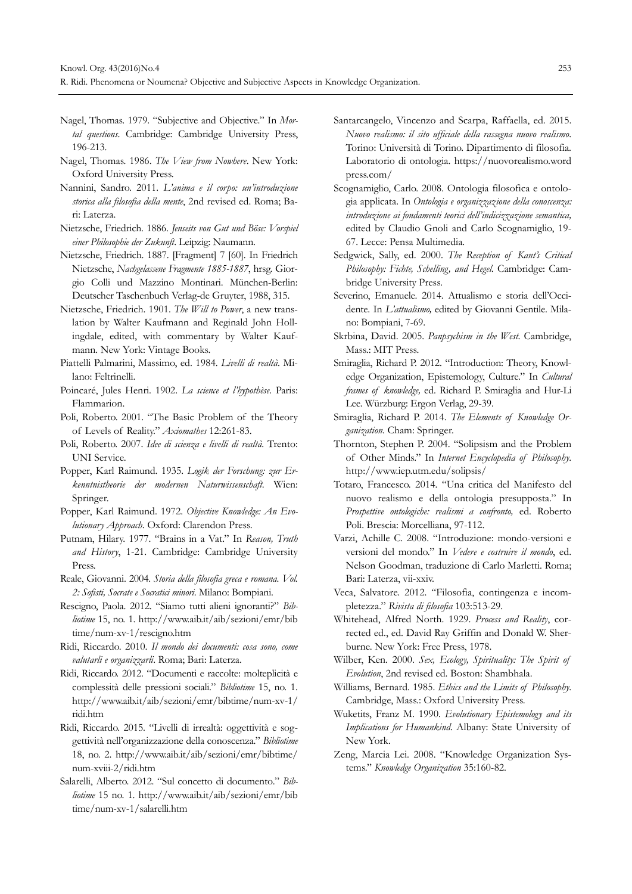Nagel, Thomas. 1979. "Subjective and Objective." In *Mortal questions*. Cambridge: Cambridge University Press, 196-213.

Nagel, Thomas. 1986. *The View from Nowhere*. New York: Oxford University Press.

Nannini, Sandro. 2011. *L'anima e il corpo: un'introduzione storica alla filosofia della mente*, 2nd revised ed. Roma; Bari: Laterza.

Nietzsche, Friedrich. 1886. *Jenseits von Gut und Böse: Vorspiel einer Philosophie der Zukunft*. Leipzig: Naumann.

Nietzsche, Friedrich. 1887. [Fragment] 7 [60]. In Friedrich Nietzsche, *Nachgelassene Fragmente 1885-1887*, hrsg. Giorgio Colli und Mazzino Montinari. München-Berlin: Deutscher Taschenbuch Verlag-de Gruyter, 1988, 315.

Nietzsche, Friedrich. 1901. *The Will to Power*, a new translation by Walter Kaufmann and Reginald John Hollingdale, edited, with commentary by Walter Kaufmann. New York: Vintage Books.

Piattelli Palmarini, Massimo, ed. 1984. *Livelli di realtà*. Milano: Feltrinelli.

Poincaré, Jules Henri. 1902. *La science et l'hypothèse*. Paris: Flammarion.

Poli, Roberto. 2001. "The Basic Problem of the Theory of Levels of Reality." *Axiomathes* 12:261-83.

Poli, Roberto. 2007. *Idee di scienza e livelli di realtà*. Trento: UNI Service.

Popper, Karl Raimund. 1935. *Logik der Forschung: zur Erkenntnistheorie der modernen Naturwissenschaft*. Wien: Springer.

Popper, Karl Raimund. 1972. *Objective Knowledge: An Evolutionary Approach*. Oxford: Clarendon Press.

Putnam, Hilary. 1977. "Brains in a Vat." In *Reason, Truth and History*, 1-21. Cambridge: Cambridge University Press.

Reale, Giovanni. 2004. *Storia della filosofia greca e romana. Vol. 2: Sofisti, Socrate e Socratici minori*. Milano: Bompiani.

Rescigno, Paola. 2012. "Siamo tutti alieni ignoranti?" *Bibliotime* 15, no. 1. http://www.aib.it/aib/sezioni/emr/bibtime/num-xv-1/rescigno.htm

Ridi, Riccardo. 2010. *Il mondo dei documenti: cosa sono, come valutarli e organizzarli*. Roma; Bari: Laterza.

Ridi, Riccardo. 2012. "Documenti e raccolte: molteplicità e complessità delle pressioni sociali." *Bibliotime* 15, no. 1. http://www.aib.it/aib/sezioni/emr/bibtime/num-xv-1/ridi.htm

Ridi, Riccardo. 2015. "Livelli di irrealtà: oggettività e soggettività nell'organizzazione della conoscenza." *Bibliotime* 18, no. 2. http://www.aib.it/aib/sezioni/emr/bibtime/num-xviii-2/ridi.htm

Salarelli, Alberto. 2012. "Sul concetto di documento." *Bibliotime* 15 no. 1. http://www.aib.it/aib/sezioni/emr/bibtime/num-xv-1/salarelli.htm

Santarcangelo, Vincenzo and Scarpa, Raffaella, ed. 2015. *Nuovo realismo: il sito ufficiale della rassegna nuovo realismo*. Torino: Università di Torino. Dipartimento di filosofia. Laboratorio di ontologia. https://nuovorealismo.wordpress.com/

Scognamiglio, Carlo. 2008. Ontologia filosofica e ontologia applicata. In *Ontologia e organizzazione della conoscenza: introduzione ai fondamenti teorici dell'indicizzazione semantica,* edited by Claudio Gnoli and Carlo Scognamiglio, 19-67. Lecce: Pensa Multimedia.

Sedgwick, Sally, ed. 2000. *The Reception of Kant's Critical Philosophy: Fichte, Schelling, and Hegel*. Cambridge: Cambridge University Press.

Severino, Emanuele. 2014. Attualismo e storia dell'Occidente. In *L'attualismo,* edited by Giovanni Gentile. Milano: Bompiani, 7-69.

Skrbina, David. 2005. *Panpsychism in the West*. Cambridge, Mass.: MIT Press.

Smiraglia, Richard P. 2012. "Introduction: Theory, Knowledge Organization, Epistemology, Culture." In *Cultural frames of knowledge,* ed. Richard P. Smiraglia and Hur-Li Lee. Würzburg: Ergon Verlag, 29-39.

Smiraglia, Richard P. 2014. *The Elements of Knowledge Organization*. Cham: Springer.

Thornton, Stephen P. 2004. "Solipsism and the Problem of Other Minds." In *Internet Encyclopedia of Philosophy*. http://www.iep.utm.edu/solipsis/

Totaro, Francesco. 2014. "Una critica del Manifesto del nuovo realismo e della ontologia presupposta." In *Prospettive ontologiche: realismi a confronto,* ed. Roberto Poli. Brescia: Morcelliana, 97-112.

Varzi, Achille C. 2008. "Introduzione: mondo-versioni e versioni del mondo." In *Vedere e costruire il mondo*, ed. Nelson Goodman, traduzione di Carlo Marletti. Roma; Bari: Laterza, vii-xxiv.

Veca, Salvatore. 2012. "Filosofia, contingenza e incompletezza." *Rivista di filosofia* 103:513-29.

Whitehead, Alfred North. 1929. *Process and Reality*, corrected ed., ed. David Ray Griffin and Donald W. Sherburne. New York: Free Press, 1978.

Wilber, Ken. 2000. *Sex, Ecology, Spirituality: The Spirit of Evolution*, 2nd revised ed. Boston: Shambhala.

Williams, Bernard. 1985. *Ethics and the Limits of Philosophy*. Cambridge, Mass.: Oxford University Press.

Wuketits, Franz M. 1990. *Evolutionary Epistemology and its Implications for Humankind*. Albany: State University of New York.

Zeng, Marcia Lei. 2008. "Knowledge Organization Systems." *Knowledge Organization* 35:160-82.